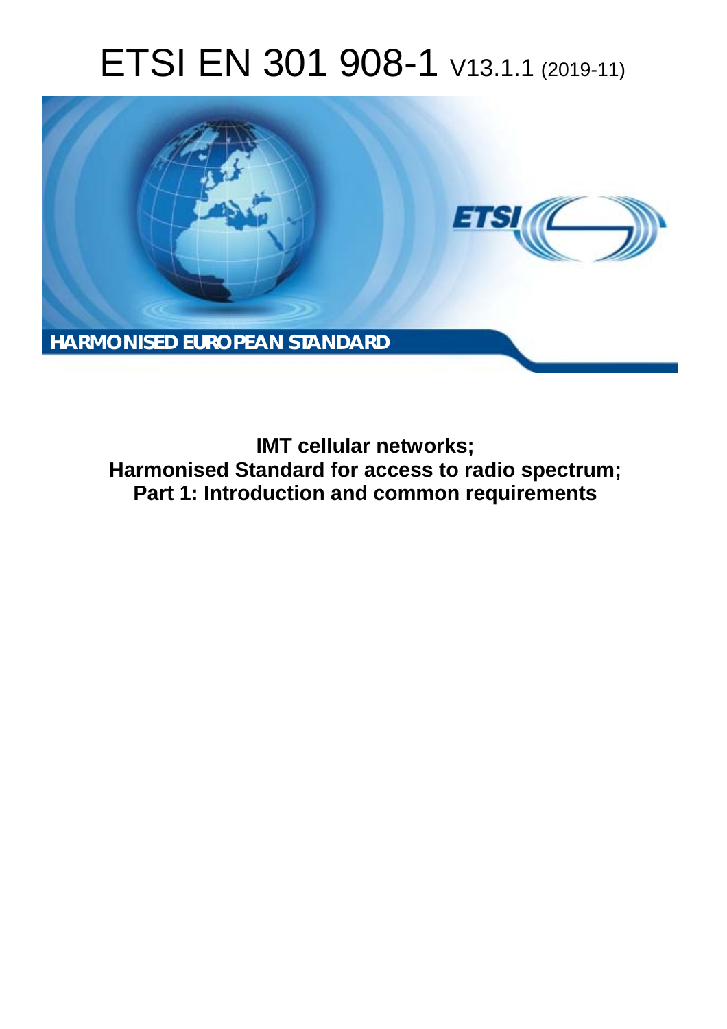# ETSI EN 301 908-1 V13.1.1 (2019-11)

HARMONISED EUROPEAN STANDARD

**IMT cellular networks;**
**Harmonised Standard for access to radio spectrum;**
**Part 1: Introduction and common requirements**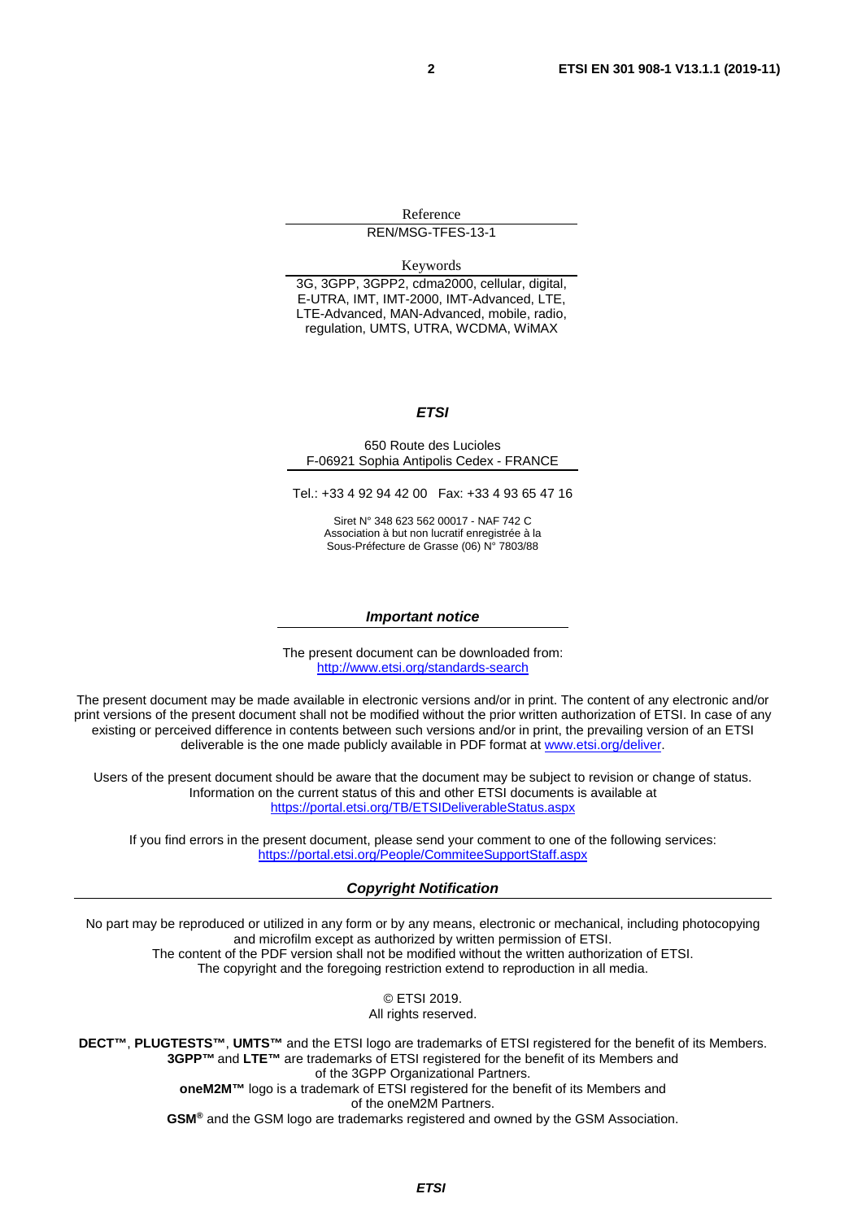Reference

REN/MSG-TFES-13-1

Keywords

3G, 3GPP, 3GPP2, cdma2000, cellular, digital, E-UTRA, IMT, IMT-2000, IMT-Advanced, LTE, LTE-Advanced, MAN-Advanced, mobile, radio, regulation, UMTS, UTRA, WCDMA, WiMAX

***ETSI***

650 Route des Lucioles
F-06921 Sophia Antipolis Cedex - FRANCE

Tel.: +33 4 92 94 42 00 Fax: +33 4 93 65 47 16

Siret N° 348 623 562 00017 - NAF 742 C
Association à but non lucratif enregistrée à la
Sous-Préfecture de Grasse (06) N° 7803/88

***Important notice***

The present document can be downloaded from:
http://www.etsi.org/standards-search

The present document may be made available in electronic versions and/or in print. The content of any electronic and/or print versions of the present document shall not be modified without the prior written authorization of ETSI. In case of any existing or perceived difference in contents between such versions and/or in print, the prevailing version of an ETSI deliverable is the one made publicly available in PDF format at www.etsi.org/deliver.

Users of the present document should be aware that the document may be subject to revision or change of status. Information on the current status of this and other ETSI documents is available at https://portal.etsi.org/TB/ETSIDeliverableStatus.aspx

If you find errors in the present document, please send your comment to one of the following services:
https://portal.etsi.org/People/CommiteeSupportStaff.aspx

***Copyright Notification***

No part may be reproduced or utilized in any form or by any means, electronic or mechanical, including photocopying and microfilm except as authorized by written permission of ETSI.
The content of the PDF version shall not be modified without the written authorization of ETSI.
The copyright and the foregoing restriction extend to reproduction in all media.

© ETSI 2019.
All rights reserved.

**DECT™**, **PLUGTESTS™**, **UMTS™** and the ETSI logo are trademarks of ETSI registered for the benefit of its Members.
**3GPP™** and **LTE™** are trademarks of ETSI registered for the benefit of its Members and of the 3GPP Organizational Partners.
**oneM2M™** logo is a trademark of ETSI registered for the benefit of its Members and of the oneM2M Partners.
**GSM®** and the GSM logo are trademarks registered and owned by the GSM Association.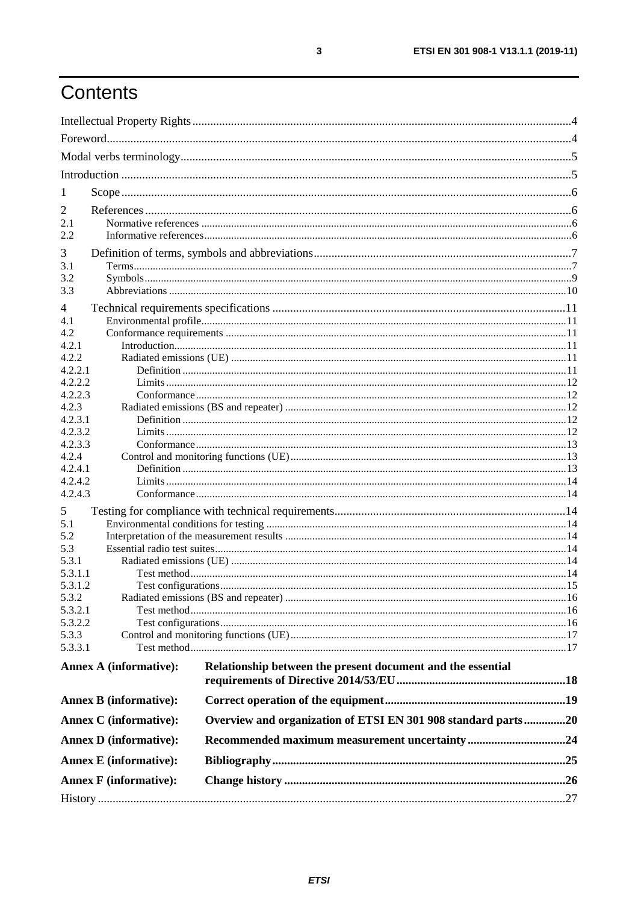# Contents

Intellectual Property Rights ....................................................................................................................................4
Foreword.................................................................................................................................................................4
Modal verbs terminology........................................................................................................................................5
Introduction ............................................................................................................................................................5
1 Scope ..................................................................................................................................................................6
2 References ..........................................................................................................................................................6
2.1 Normative references .......................................................................................................................................6
2.2 Informative references......................................................................................................................................6
3 Definition of terms, symbols and abbreviations.................................................................................................7
3.1 Terms................................................................................................................................................................7
3.2 Symbols............................................................................................................................................................9
3.3 Abbreviations ..................................................................................................................................................10
4 Technical requirements specifications .............................................................................................................11
4.1 Environmental profile......................................................................................................................................11
4.2 Conformance requirements .............................................................................................................................11
4.2.1 Introduction..................................................................................................................................................11
4.2.2 Radiated emissions (UE) ..............................................................................................................................11
4.2.2.1 Definition ..................................................................................................................................................11
4.2.2.2 Limits ........................................................................................................................................................12
4.2.2.3 Conformance .............................................................................................................................................12
4.2.3 Radiated emissions (BS and repeater) ..........................................................................................................12
4.2.3.1 Definition ..................................................................................................................................................12
4.2.3.2 Limits ........................................................................................................................................................12
4.2.3.3 Conformance .............................................................................................................................................13
4.2.4 Control and monitoring functions (UE) .........................................................................................................13
4.2.4.1 Definition ..................................................................................................................................................13
4.2.4.2 Limits ........................................................................................................................................................14
4.2.4.3 Conformance .............................................................................................................................................14
5 Testing for compliance with technical requirements.......................................................................................14
5.1 Environmental conditions for testing ..............................................................................................................14
5.2 Interpretation of the measurement results ........................................................................................................14
5.3 Essential radio test suites.................................................................................................................................14
5.3.1 Radiated emissions (UE) ..............................................................................................................................14
5.3.1.1 Test method...............................................................................................................................................14
5.3.1.2 Test configurations....................................................................................................................................15
5.3.2 Radiated emissions (BS and repeater) ..........................................................................................................16
5.3.2.1 Test method...............................................................................................................................................16
5.3.2.2 Test configurations....................................................................................................................................16
5.3.3 Control and monitoring functions (UE) .........................................................................................................17
5.3.3.1 Test method...............................................................................................................................................17

**Annex A (informative): Relationship between the present document and the essential requirements of Directive 2014/53/EU.........................................................18**

**Annex B (informative): Correct operation of the equipment.............................................................19**

**Annex C (informative): Overview and organization of ETSI EN 301 908 standard parts..............20**

**Annex D (informative): Recommended maximum measurement uncertainty.................................24**

**Annex E (informative): Bibliography..................................................................................................25**

**Annex F (informative): Change history ..............................................................................................26**

History ..................................................................................................................................................................27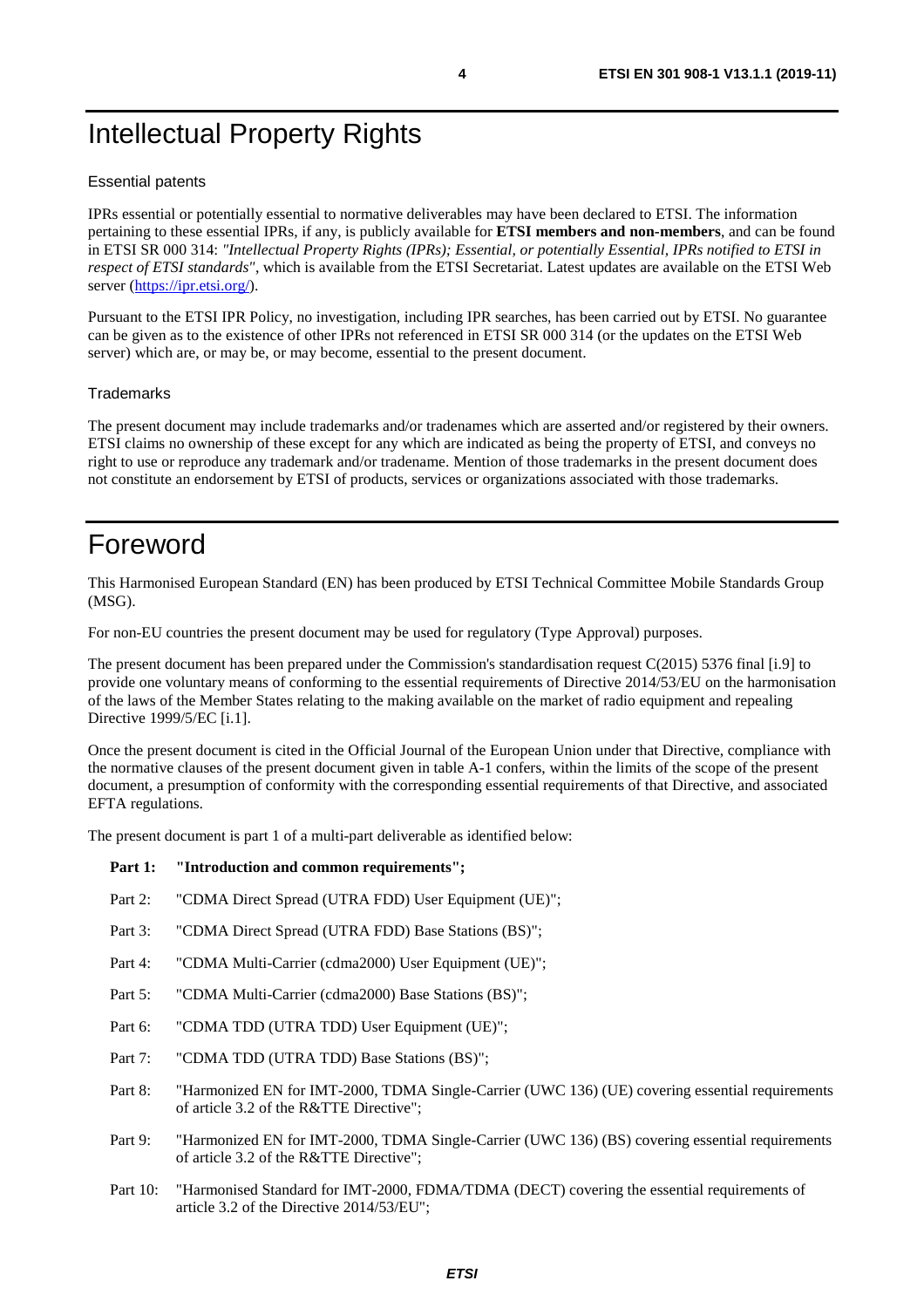# Intellectual Property Rights

## Essential patents

IPRs essential or potentially essential to normative deliverables may have been declared to ETSI. The information pertaining to these essential IPRs, if any, is publicly available for **ETSI members and non-members**, and can be found in ETSI SR 000 314: *"Intellectual Property Rights (IPRs); Essential, or potentially Essential, IPRs notified to ETSI in respect of ETSI standards"*, which is available from the ETSI Secretariat. Latest updates are available on the ETSI Web server (https://ipr.etsi.org/).

Pursuant to the ETSI IPR Policy, no investigation, including IPR searches, has been carried out by ETSI. No guarantee can be given as to the existence of other IPRs not referenced in ETSI SR 000 314 (or the updates on the ETSI Web server) which are, or may be, or may become, essential to the present document.

## Trademarks

The present document may include trademarks and/or tradenames which are asserted and/or registered by their owners. ETSI claims no ownership of these except for any which are indicated as being the property of ETSI, and conveys no right to use or reproduce any trademark and/or tradename. Mention of those trademarks in the present document does not constitute an endorsement by ETSI of products, services or organizations associated with those trademarks.

# Foreword

This Harmonised European Standard (EN) has been produced by ETSI Technical Committee Mobile Standards Group (MSG).

For non-EU countries the present document may be used for regulatory (Type Approval) purposes.

The present document has been prepared under the Commission's standardisation request C(2015) 5376 final [i.9] to provide one voluntary means of conforming to the essential requirements of Directive 2014/53/EU on the harmonisation of the laws of the Member States relating to the making available on the market of radio equipment and repealing Directive 1999/5/EC [i.1].

Once the present document is cited in the Official Journal of the European Union under that Directive, compliance with the normative clauses of the present document given in table A-1 confers, within the limits of the scope of the present document, a presumption of conformity with the corresponding essential requirements of that Directive, and associated EFTA regulations.

The present document is part 1 of a multi-part deliverable as identified below:

**Part 1: "Introduction and common requirements";**

Part 2: "CDMA Direct Spread (UTRA FDD) User Equipment (UE)";

Part 3: "CDMA Direct Spread (UTRA FDD) Base Stations (BS)";

Part 4: "CDMA Multi-Carrier (cdma2000) User Equipment (UE)";

Part 5: "CDMA Multi-Carrier (cdma2000) Base Stations (BS)";

Part 6: "CDMA TDD (UTRA TDD) User Equipment (UE)";

Part 7: "CDMA TDD (UTRA TDD) Base Stations (BS)";

Part 8: "Harmonized EN for IMT-2000, TDMA Single-Carrier (UWC 136) (UE) covering essential requirements of article 3.2 of the R&TTE Directive";

Part 9: "Harmonized EN for IMT-2000, TDMA Single-Carrier (UWC 136) (BS) covering essential requirements of article 3.2 of the R&TTE Directive";

Part 10: "Harmonised Standard for IMT-2000, FDMA/TDMA (DECT) covering the essential requirements of article 3.2 of the Directive 2014/53/EU";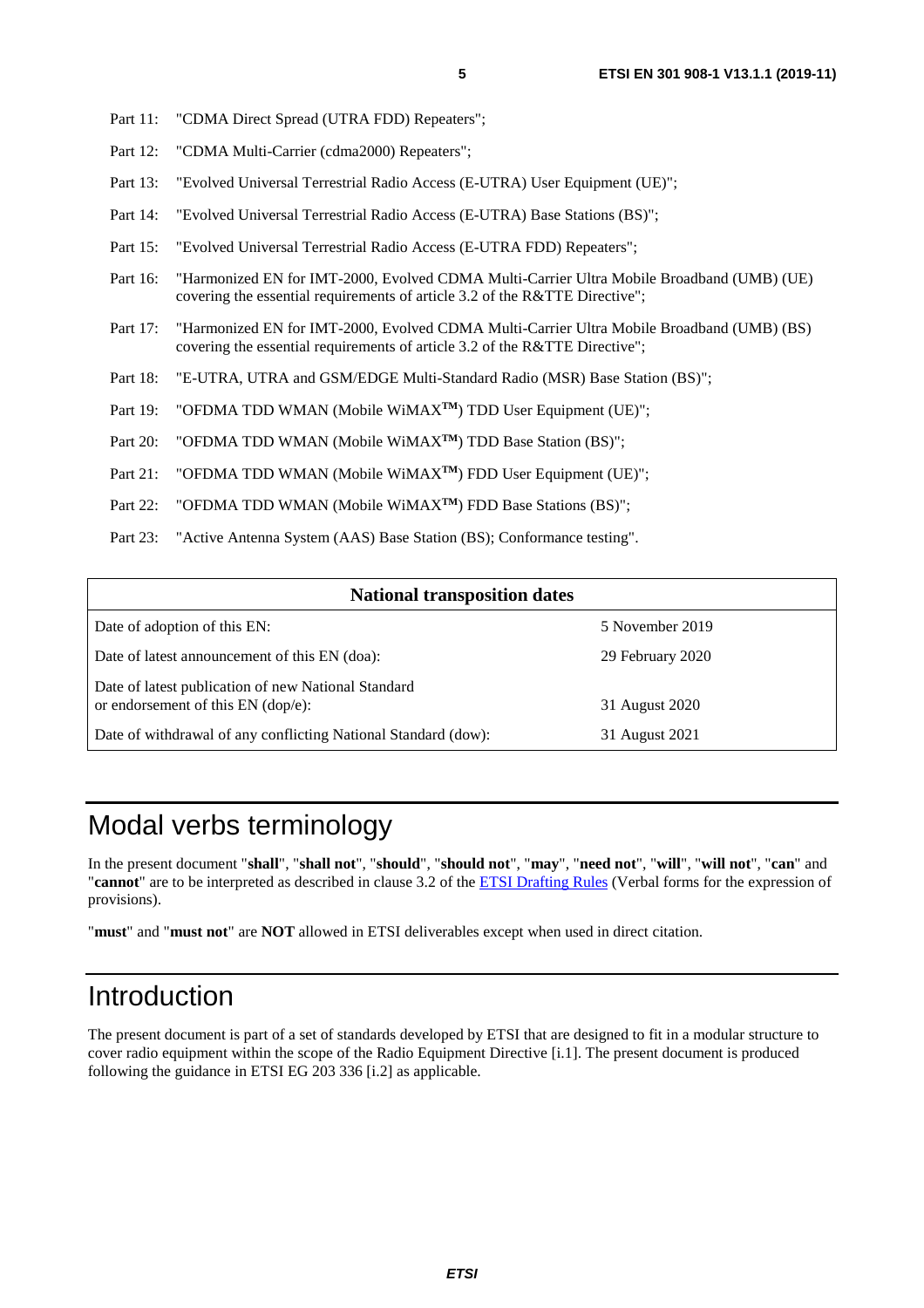Part 11: "CDMA Direct Spread (UTRA FDD) Repeaters";

Part 12: "CDMA Multi-Carrier (cdma2000) Repeaters";

Part 13: "Evolved Universal Terrestrial Radio Access (E-UTRA) User Equipment (UE)";

Part 14: "Evolved Universal Terrestrial Radio Access (E-UTRA) Base Stations (BS)";

Part 15: "Evolved Universal Terrestrial Radio Access (E-UTRA FDD) Repeaters";

Part 16: "Harmonized EN for IMT-2000, Evolved CDMA Multi-Carrier Ultra Mobile Broadband (UMB) (UE) covering the essential requirements of article 3.2 of the R&TTE Directive";

Part 17: "Harmonized EN for IMT-2000, Evolved CDMA Multi-Carrier Ultra Mobile Broadband (UMB) (BS) covering the essential requirements of article 3.2 of the R&TTE Directive";

Part 18: "E-UTRA, UTRA and GSM/EDGE Multi-Standard Radio (MSR) Base Station (BS)";

Part 19: "OFDMA TDD WMAN (Mobile WiMAX™) TDD User Equipment (UE)";

Part 20: "OFDMA TDD WMAN (Mobile WiMAX™) TDD Base Station (BS)";

Part 21: "OFDMA TDD WMAN (Mobile WiMAX™) FDD User Equipment (UE)";

Part 22: "OFDMA TDD WMAN (Mobile WiMAX™) FDD Base Stations (BS)";

Part 23: "Active Antenna System (AAS) Base Station (BS); Conformance testing".

| National transposition dates | |
|---|---|
| Date of adoption of this EN: | 5 November 2019 |
| Date of latest announcement of this EN (doa): | 29 February 2020 |
| Date of latest publication of new National Standard or endorsement of this EN (dop/e): | 31 August 2020 |
| Date of withdrawal of any conflicting National Standard (dow): | 31 August 2021 |

# Modal verbs terminology

In the present document "**shall**", "**shall not**", "**should**", "**should not**", "**may**", "**need not**", "**will**", "**will not**", "**can**" and "**cannot**" are to be interpreted as described in clause 3.2 of the ETSI Drafting Rules (Verbal forms for the expression of provisions).

"**must**" and "**must not**" are **NOT** allowed in ETSI deliverables except when used in direct citation.

# Introduction

The present document is part of a set of standards developed by ETSI that are designed to fit in a modular structure to cover radio equipment within the scope of the Radio Equipment Directive [i.1]. The present document is produced following the guidance in ETSI EG 203 336 [i.2] as applicable.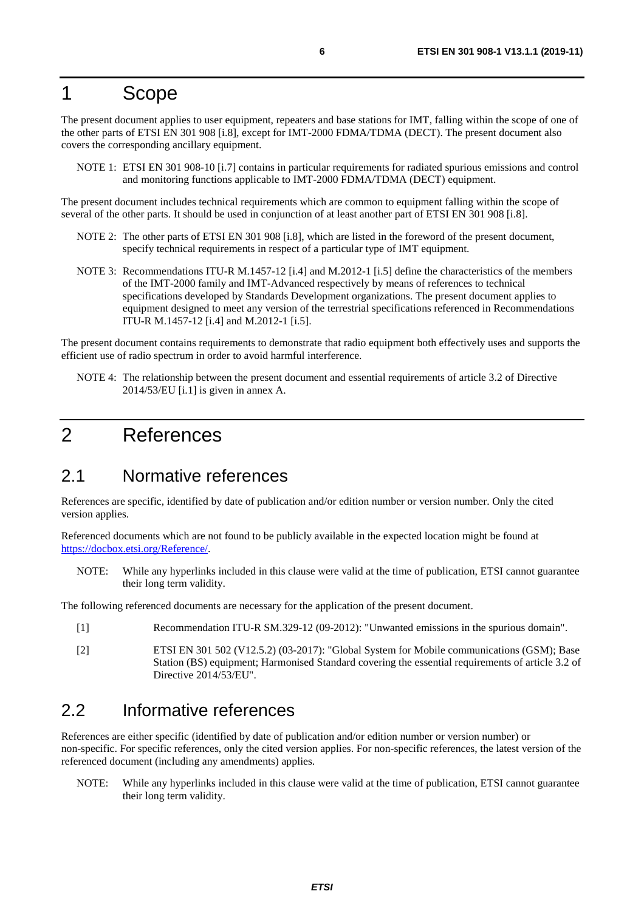# 1 Scope

The present document applies to user equipment, repeaters and base stations for IMT, falling within the scope of one of the other parts of ETSI EN 301 908 [i.8], except for IMT-2000 FDMA/TDMA (DECT). The present document also covers the corresponding ancillary equipment.

NOTE 1: ETSI EN 301 908-10 [i.7] contains in particular requirements for radiated spurious emissions and control and monitoring functions applicable to IMT-2000 FDMA/TDMA (DECT) equipment.

The present document includes technical requirements which are common to equipment falling within the scope of several of the other parts. It should be used in conjunction of at least another part of ETSI EN 301 908 [i.8].

NOTE 2: The other parts of ETSI EN 301 908 [i.8], which are listed in the foreword of the present document, specify technical requirements in respect of a particular type of IMT equipment.

NOTE 3: Recommendations ITU-R M.1457-12 [i.4] and M.2012-1 [i.5] define the characteristics of the members of the IMT-2000 family and IMT-Advanced respectively by means of references to technical specifications developed by Standards Development organizations. The present document applies to equipment designed to meet any version of the terrestrial specifications referenced in Recommendations ITU-R M.1457-12 [i.4] and M.2012-1 [i.5].

The present document contains requirements to demonstrate that radio equipment both effectively uses and supports the efficient use of radio spectrum in order to avoid harmful interference.

NOTE 4: The relationship between the present document and essential requirements of article 3.2 of Directive 2014/53/EU [i.1] is given in annex A.

# 2 References

## 2.1 Normative references

References are specific, identified by date of publication and/or edition number or version number. Only the cited version applies.

Referenced documents which are not found to be publicly available in the expected location might be found at https://docbox.etsi.org/Reference/.

NOTE: While any hyperlinks included in this clause were valid at the time of publication, ETSI cannot guarantee their long term validity.

The following referenced documents are necessary for the application of the present document.

[1] Recommendation ITU-R SM.329-12 (09-2012): "Unwanted emissions in the spurious domain".

[2] ETSI EN 301 502 (V12.5.2) (03-2017): "Global System for Mobile communications (GSM); Base Station (BS) equipment; Harmonised Standard covering the essential requirements of article 3.2 of Directive 2014/53/EU".

## 2.2 Informative references

References are either specific (identified by date of publication and/or edition number or version number) or non-specific. For specific references, only the cited version applies. For non-specific references, the latest version of the referenced document (including any amendments) applies.

NOTE: While any hyperlinks included in this clause were valid at the time of publication, ETSI cannot guarantee their long term validity.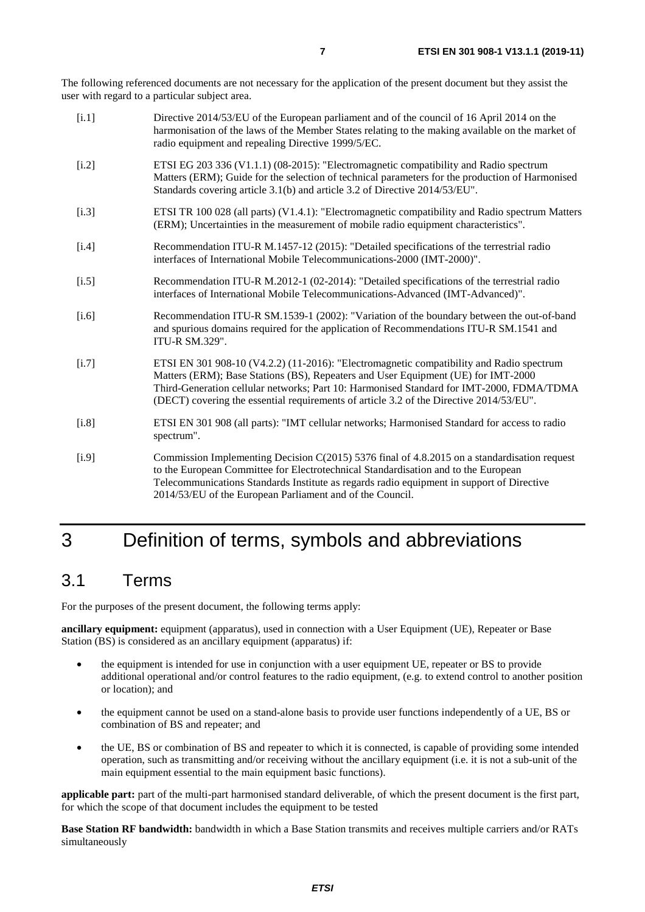The following referenced documents are not necessary for the application of the present document but they assist the user with regard to a particular subject area.

[i.1] Directive 2014/53/EU of the European parliament and of the council of 16 April 2014 on the harmonisation of the laws of the Member States relating to the making available on the market of radio equipment and repealing Directive 1999/5/EC.

[i.2] ETSI EG 203 336 (V1.1.1) (08-2015): "Electromagnetic compatibility and Radio spectrum Matters (ERM); Guide for the selection of technical parameters for the production of Harmonised Standards covering article 3.1(b) and article 3.2 of Directive 2014/53/EU".

[i.3] ETSI TR 100 028 (all parts) (V1.4.1): "Electromagnetic compatibility and Radio spectrum Matters (ERM); Uncertainties in the measurement of mobile radio equipment characteristics".

[i.4] Recommendation ITU-R M.1457-12 (2015): "Detailed specifications of the terrestrial radio interfaces of International Mobile Telecommunications-2000 (IMT-2000)".

[i.5] Recommendation ITU-R M.2012-1 (02-2014): "Detailed specifications of the terrestrial radio interfaces of International Mobile Telecommunications-Advanced (IMT-Advanced)".

[i.6] Recommendation ITU-R SM.1539-1 (2002): "Variation of the boundary between the out-of-band and spurious domains required for the application of Recommendations ITU-R SM.1541 and ITU-R SM.329".

[i.7] ETSI EN 301 908-10 (V4.2.2) (11-2016): "Electromagnetic compatibility and Radio spectrum Matters (ERM); Base Stations (BS), Repeaters and User Equipment (UE) for IMT-2000 Third-Generation cellular networks; Part 10: Harmonised Standard for IMT-2000, FDMA/TDMA (DECT) covering the essential requirements of article 3.2 of the Directive 2014/53/EU".

[i.8] ETSI EN 301 908 (all parts): "IMT cellular networks; Harmonised Standard for access to radio spectrum".

[i.9] Commission Implementing Decision C(2015) 5376 final of 4.8.2015 on a standardisation request to the European Committee for Electrotechnical Standardisation and to the European Telecommunications Standards Institute as regards radio equipment in support of Directive 2014/53/EU of the European Parliament and of the Council.

# 3 Definition of terms, symbols and abbreviations

## 3.1 Terms

For the purposes of the present document, the following terms apply:

**ancillary equipment:** equipment (apparatus), used in connection with a User Equipment (UE), Repeater or Base Station (BS) is considered as an ancillary equipment (apparatus) if:

- the equipment is intended for use in conjunction with a user equipment UE, repeater or BS to provide additional operational and/or control features to the radio equipment, (e.g. to extend control to another position or location); and
- the equipment cannot be used on a stand-alone basis to provide user functions independently of a UE, BS or combination of BS and repeater; and
- the UE, BS or combination of BS and repeater to which it is connected, is capable of providing some intended operation, such as transmitting and/or receiving without the ancillary equipment (i.e. it is not a sub-unit of the main equipment essential to the main equipment basic functions).

**applicable part:** part of the multi-part harmonised standard deliverable, of which the present document is the first part, for which the scope of that document includes the equipment to be tested

**Base Station RF bandwidth:** bandwidth in which a Base Station transmits and receives multiple carriers and/or RATs simultaneously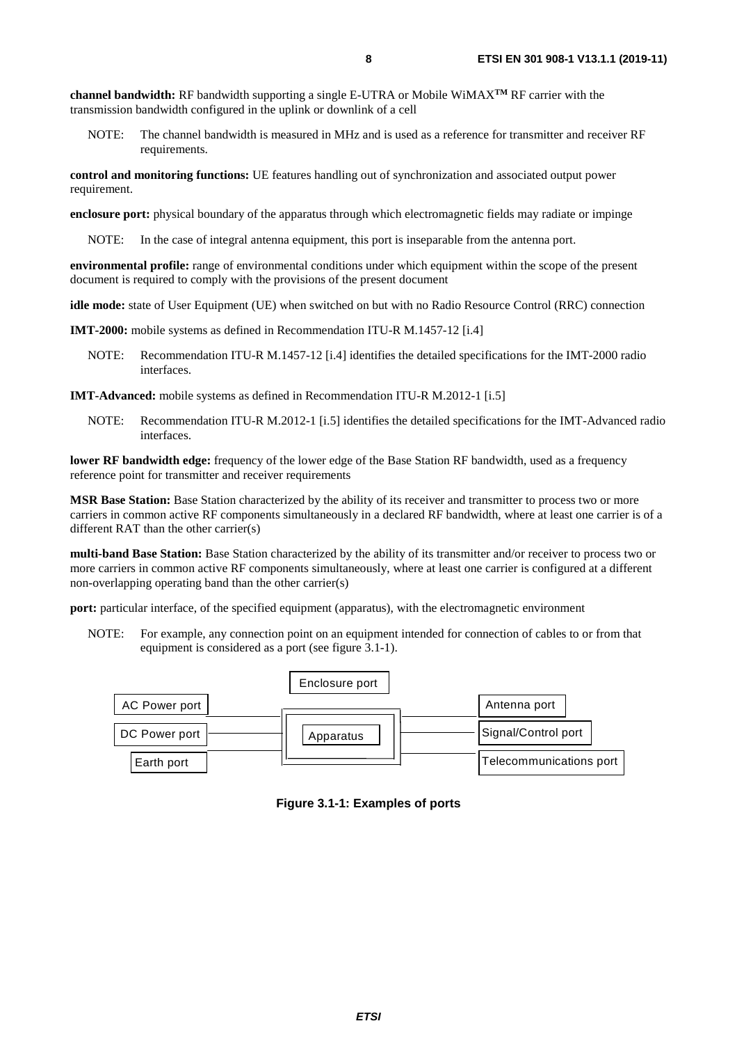**channel bandwidth:** RF bandwidth supporting a single E-UTRA or Mobile WiMAX**TM** RF carrier with the transmission bandwidth configured in the uplink or downlink of a cell

NOTE: The channel bandwidth is measured in MHz and is used as a reference for transmitter and receiver RF requirements.

**control and monitoring functions:** UE features handling out of synchronization and associated output power requirement.

**enclosure port:** physical boundary of the apparatus through which electromagnetic fields may radiate or impinge

NOTE: In the case of integral antenna equipment, this port is inseparable from the antenna port.

**environmental profile:** range of environmental conditions under which equipment within the scope of the present document is required to comply with the provisions of the present document

**idle mode:** state of User Equipment (UE) when switched on but with no Radio Resource Control (RRC) connection

**IMT-2000:** mobile systems as defined in Recommendation ITU-R M.1457-12 [i.4]

NOTE: Recommendation ITU-R M.1457-12 [i.4] identifies the detailed specifications for the IMT-2000 radio interfaces.

**IMT-Advanced:** mobile systems as defined in Recommendation ITU-R M.2012-1 [i.5]

NOTE: Recommendation ITU-R M.2012-1 [i.5] identifies the detailed specifications for the IMT-Advanced radio interfaces.

**lower RF bandwidth edge:** frequency of the lower edge of the Base Station RF bandwidth, used as a frequency reference point for transmitter and receiver requirements

**MSR Base Station:** Base Station characterized by the ability of its receiver and transmitter to process two or more carriers in common active RF components simultaneously in a declared RF bandwidth, where at least one carrier is of a different RAT than the other carrier(s)

**multi-band Base Station:** Base Station characterized by the ability of its transmitter and/or receiver to process two or more carriers in common active RF components simultaneously, where at least one carrier is configured at a different non-overlapping operating band than the other carrier(s)

**port:** particular interface, of the specified equipment (apparatus), with the electromagnetic environment

NOTE: For example, any connection point on an equipment intended for connection of cables to or from that equipment is considered as a port (see figure 3.1-1).

Enclosure port

AC Power port | DC Power port | Earth port | Apparatus | Antenna port | Signal/Control port | Telecommunications port

**Figure 3.1-1: Examples of ports**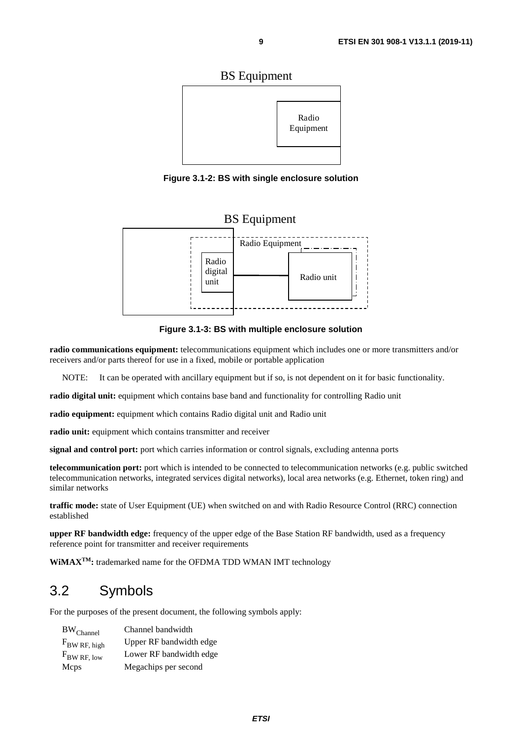BS Equipment

Radio Equipment

**Figure 3.1-2: BS with single enclosure solution**

BS Equipment

Radio Equipment

Radio digital unit

Radio unit

**Figure 3.1-3: BS with multiple enclosure solution**

**radio communications equipment:** telecommunications equipment which includes one or more transmitters and/or receivers and/or parts thereof for use in a fixed, mobile or portable application

NOTE: It can be operated with ancillary equipment but if so, is not dependent on it for basic functionality.

**radio digital unit:** equipment which contains base band and functionality for controlling Radio unit

**radio equipment:** equipment which contains Radio digital unit and Radio unit

**radio unit:** equipment which contains transmitter and receiver

**signal and control port:** port which carries information or control signals, excluding antenna ports

**telecommunication port:** port which is intended to be connected to telecommunication networks (e.g. public switched telecommunication networks, integrated services digital networks), local area networks (e.g. Ethernet, token ring) and similar networks

**traffic mode:** state of User Equipment (UE) when switched on and with Radio Resource Control (RRC) connection established

**upper RF bandwidth edge:** frequency of the upper edge of the Base Station RF bandwidth, used as a frequency reference point for transmitter and receiver requirements

**WiMAX™:** trademarked name for the OFDMA TDD WMAN IMT technology

## 3.2 Symbols

For the purposes of the present document, the following symbols apply:

| | |
|---|---|
| $BW_{Channel}$ | Channel bandwidth |
| $F_{BW\ RF,\ high}$ | Upper RF bandwidth edge |
| $F_{BW\ RF,\ low}$ | Lower RF bandwidth edge |
| Mcps | Megachips per second |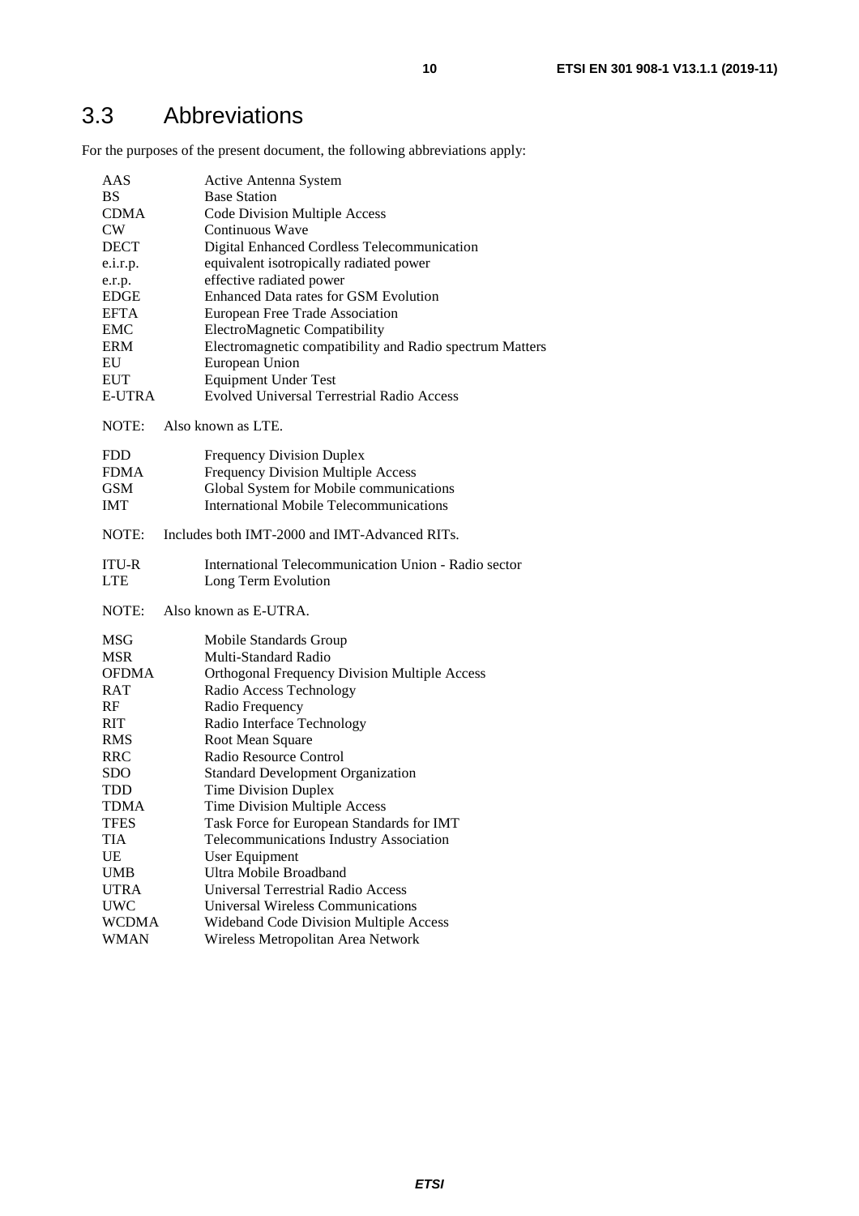## 3.3 Abbreviations

For the purposes of the present document, the following abbreviations apply:

| | |
|---|---|
| AAS | Active Antenna System |
| BS | Base Station |
| CDMA | Code Division Multiple Access |
| CW | Continuous Wave |
| DECT | Digital Enhanced Cordless Telecommunication |
| e.i.r.p. | equivalent isotropically radiated power |
| e.r.p. | effective radiated power |
| EDGE | Enhanced Data rates for GSM Evolution |
| EFTA | European Free Trade Association |
| EMC | ElectroMagnetic Compatibility |
| ERM | Electromagnetic compatibility and Radio spectrum Matters |
| EU | European Union |
| EUT | Equipment Under Test |
| E-UTRA | Evolved Universal Terrestrial Radio Access |

NOTE: Also known as LTE.

| | |
|---|---|
| FDD | Frequency Division Duplex |
| FDMA | Frequency Division Multiple Access |
| GSM | Global System for Mobile communications |
| IMT | International Mobile Telecommunications |

NOTE: Includes both IMT-2000 and IMT-Advanced RITs.

| | |
|---|---|
| ITU-R | International Telecommunication Union - Radio sector |
| LTE | Long Term Evolution |

NOTE: Also known as E-UTRA.

| | |
|---|---|
| MSG | Mobile Standards Group |
| MSR | Multi-Standard Radio |
| OFDMA | Orthogonal Frequency Division Multiple Access |
| RAT | Radio Access Technology |
| RF | Radio Frequency |
| RIT | Radio Interface Technology |
| RMS | Root Mean Square |
| RRC | Radio Resource Control |
| SDO | Standard Development Organization |
| TDD | Time Division Duplex |
| TDMA | Time Division Multiple Access |
| TFES | Task Force for European Standards for IMT |
| TIA | Telecommunications Industry Association |
| UE | User Equipment |
| UMB | Ultra Mobile Broadband |
| UTRA | Universal Terrestrial Radio Access |
| UWC | Universal Wireless Communications |
| WCDMA | Wideband Code Division Multiple Access |
| WMAN | Wireless Metropolitan Area Network |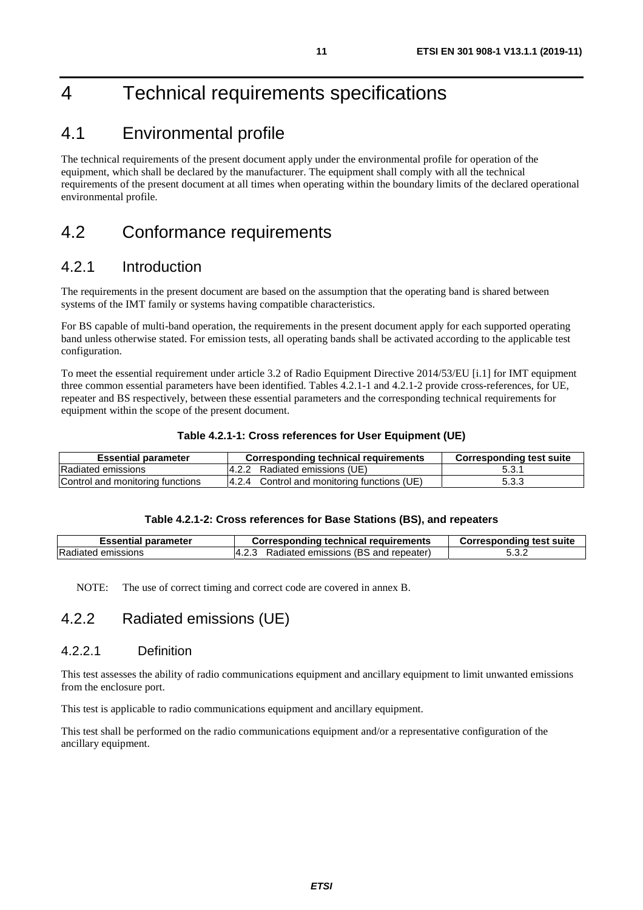# 4 Technical requirements specifications

## 4.1 Environmental profile

The technical requirements of the present document apply under the environmental profile for operation of the equipment, which shall be declared by the manufacturer. The equipment shall comply with all the technical requirements of the present document at all times when operating within the boundary limits of the declared operational environmental profile.

## 4.2 Conformance requirements

### 4.2.1 Introduction

The requirements in the present document are based on the assumption that the operating band is shared between systems of the IMT family or systems having compatible characteristics.

For BS capable of multi-band operation, the requirements in the present document apply for each supported operating band unless otherwise stated. For emission tests, all operating bands shall be activated according to the applicable test configuration.

To meet the essential requirement under article 3.2 of Radio Equipment Directive 2014/53/EU [i.1] for IMT equipment three common essential parameters have been identified. Tables 4.2.1-1 and 4.2.1-2 provide cross-references, for UE, repeater and BS respectively, between these essential parameters and the corresponding technical requirements for equipment within the scope of the present document.

**Table 4.2.1-1: Cross references for User Equipment (UE)**

| Essential parameter | Corresponding technical requirements | Corresponding test suite |
|---|---|---|
| Radiated emissions | 4.2.2 Radiated emissions (UE) | 5.3.1 |
| Control and monitoring functions | 4.2.4 Control and monitoring functions (UE) | 5.3.3 |

**Table 4.2.1-2: Cross references for Base Stations (BS), and repeaters**

| Essential parameter | Corresponding technical requirements | Corresponding test suite |
|---|---|---|
| Radiated emissions | 4.2.3 Radiated emissions (BS and repeater) | 5.3.2 |

NOTE: The use of correct timing and correct code are covered in annex B.

### 4.2.2 Radiated emissions (UE)

#### 4.2.2.1 Definition

This test assesses the ability of radio communications equipment and ancillary equipment to limit unwanted emissions from the enclosure port.

This test is applicable to radio communications equipment and ancillary equipment.

This test shall be performed on the radio communications equipment and/or a representative configuration of the ancillary equipment.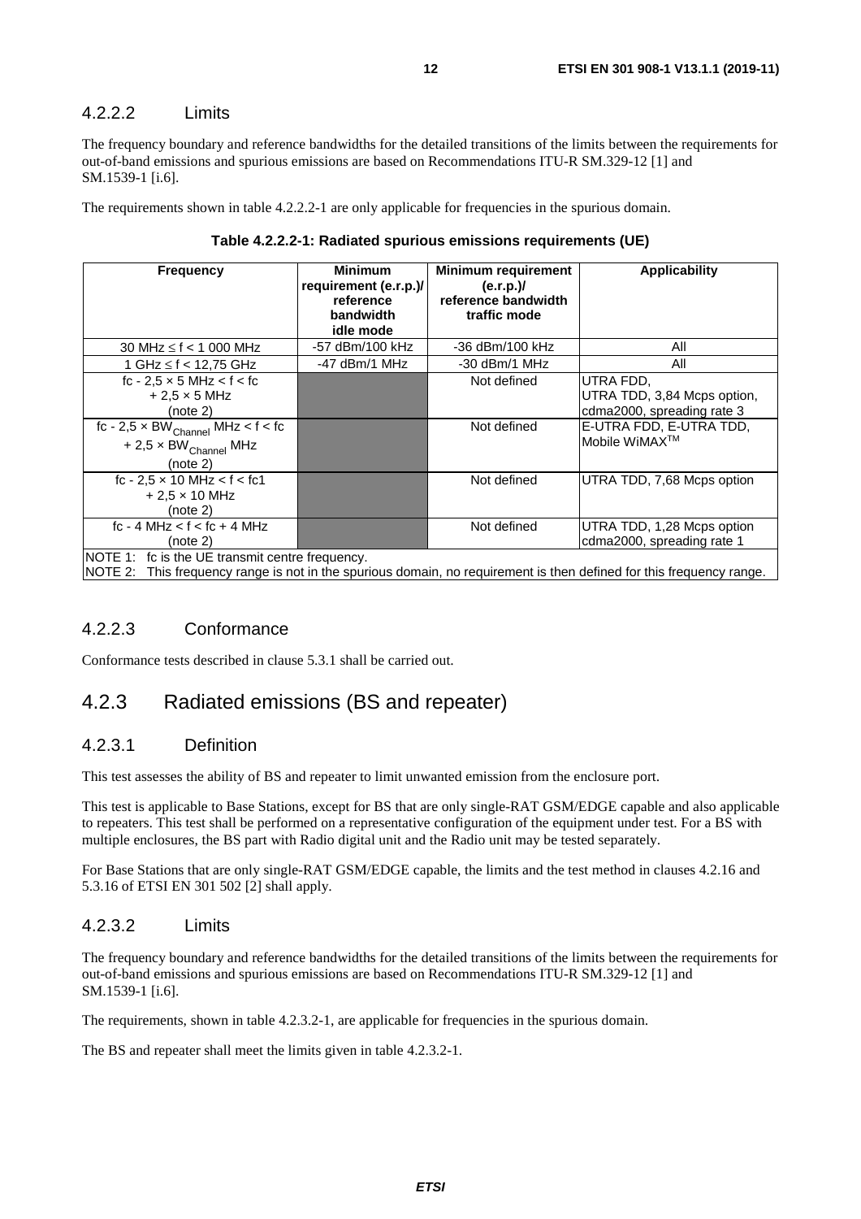#### 4.2.2.2 Limits

The frequency boundary and reference bandwidths for the detailed transitions of the limits between the requirements for out-of-band emissions and spurious emissions are based on Recommendations ITU-R SM.329-12 [1] and SM.1539-1 [i.6].

The requirements shown in table 4.2.2.2-1 are only applicable for frequencies in the spurious domain.

**Table 4.2.2.2-1: Radiated spurious emissions requirements (UE)**

| Frequency | Minimum requirement (e.r.p.)/ reference bandwidth idle mode | Minimum requirement (e.r.p.)/ reference bandwidth traffic mode | Applicability |
|---|---|---|---|
| 30 MHz ≤ f < 1 000 MHz | -57 dBm/100 kHz | -36 dBm/100 kHz | All |
| 1 GHz ≤ f < 12,75 GHz | -47 dBm/1 MHz | -30 dBm/1 MHz | All |
| fc - 2,5 × 5 MHz < f < fc + 2,5 × 5 MHz (note 2) | | Not defined | UTRA FDD, UTRA TDD, 3,84 Mcps option, cdma2000, spreading rate 3 |
| fc - 2,5 × $BW_{Channel}$ MHz < f < fc + 2,5 × $BW_{Channel}$ MHz (note 2) | | Not defined | E-UTRA FDD, E-UTRA TDD, Mobile WiMAX™ |
| fc - 2,5 × 10 MHz < f < fc1 + 2,5 × 10 MHz (note 2) | | Not defined | UTRA TDD, 7,68 Mcps option |
| fc - 4 MHz < f < fc + 4 MHz (note 2) | | Not defined | UTRA TDD, 1,28 Mcps option cdma2000, spreading rate 1 |
| NOTE 1: fc is the UE transmit centre frequency. NOTE 2: This frequency range is not in the spurious domain, no requirement is then defined for this frequency range. | | | |

#### 4.2.2.3 Conformance

Conformance tests described in clause 5.3.1 shall be carried out.

### 4.2.3 Radiated emissions (BS and repeater)

#### 4.2.3.1 Definition

This test assesses the ability of BS and repeater to limit unwanted emission from the enclosure port.

This test is applicable to Base Stations, except for BS that are only single-RAT GSM/EDGE capable and also applicable to repeaters. This test shall be performed on a representative configuration of the equipment under test. For a BS with multiple enclosures, the BS part with Radio digital unit and the Radio unit may be tested separately.

For Base Stations that are only single-RAT GSM/EDGE capable, the limits and the test method in clauses 4.2.16 and 5.3.16 of ETSI EN 301 502 [2] shall apply.

#### 4.2.3.2 Limits

The frequency boundary and reference bandwidths for the detailed transitions of the limits between the requirements for out-of-band emissions and spurious emissions are based on Recommendations ITU-R SM.329-12 [1] and SM.1539-1 [i.6].

The requirements, shown in table 4.2.3.2-1, are applicable for frequencies in the spurious domain.

The BS and repeater shall meet the limits given in table 4.2.3.2-1.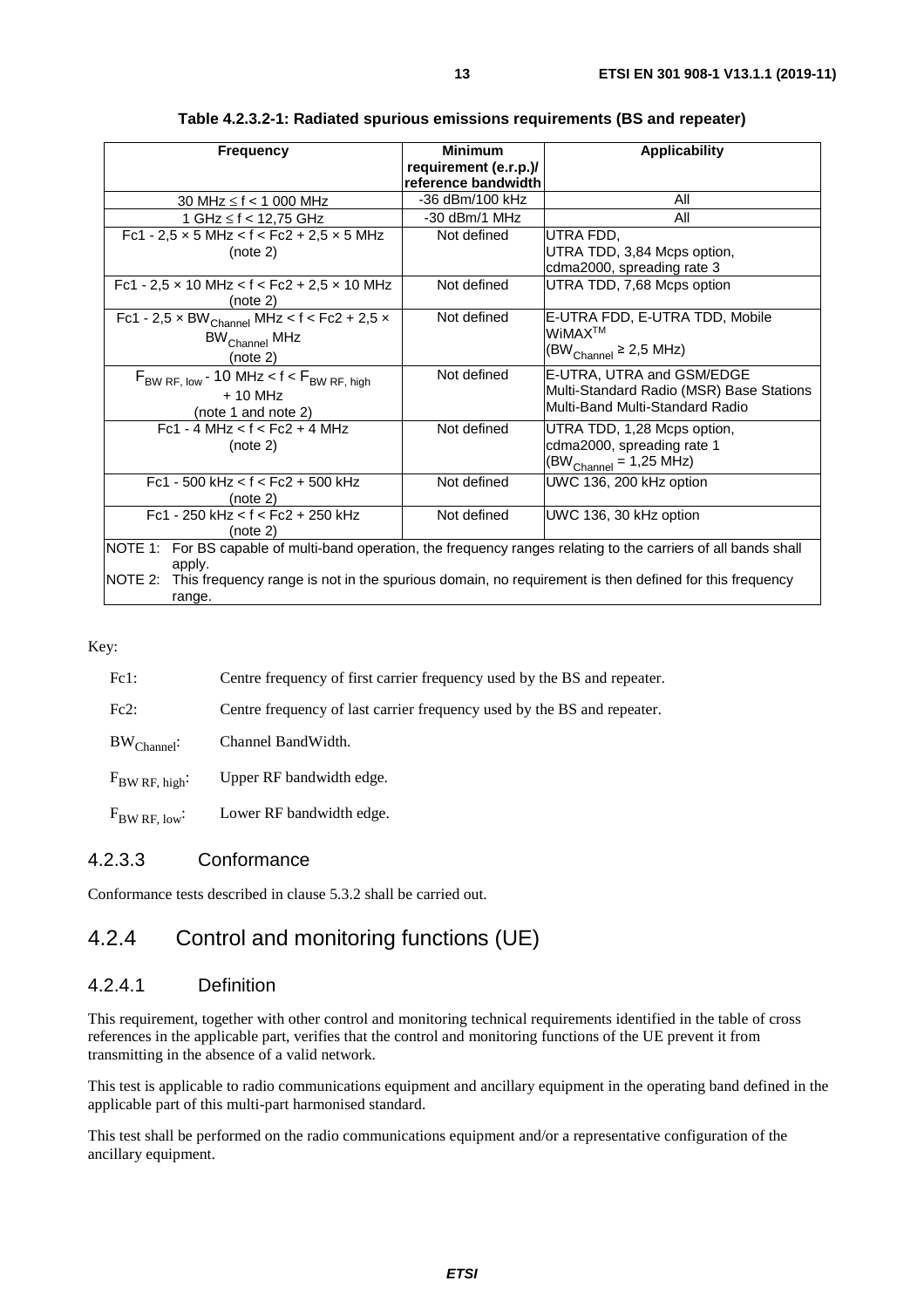**Table 4.2.3.2-1: Radiated spurious emissions requirements (BS and repeater)**

| Frequency | Minimum requirement (e.r.p.)/ reference bandwidth | Applicability |
|---|---|---|
| 30 MHz ≤ f < 1 000 MHz | -36 dBm/100 kHz | All |
| 1 GHz ≤ f < 12,75 GHz | -30 dBm/1 MHz | All |
| Fc1 - 2,5 × 5 MHz < f < Fc2 + 2,5 × 5 MHz (note 2) | Not defined | UTRA FDD, UTRA TDD, 3,84 Mcps option, cdma2000, spreading rate 3 |
| Fc1 - 2,5 × 10 MHz < f < Fc2 + 2,5 × 10 MHz (note 2) | Not defined | UTRA TDD, 7,68 Mcps option |
| Fc1 - 2,5 × $BW_{Channel}$ MHz < f < Fc2 + 2,5 × $BW_{Channel}$ MHz (note 2) | Not defined | E-UTRA FDD, E-UTRA TDD, Mobile WiMAX™ ($BW_{Channel}$ ≥ 2,5 MHz) |
| $F_{BW\ RF,\ low}$ - 10 MHz < f < $F_{BW\ RF,\ high}$ + 10 MHz (note 1 and note 2) | Not defined | E-UTRA, UTRA and GSM/EDGE Multi-Standard Radio (MSR) Base Stations Multi-Band Multi-Standard Radio |
| Fc1 - 4 MHz < f < Fc2 + 4 MHz (note 2) | Not defined | UTRA TDD, 1,28 Mcps option, cdma2000, spreading rate 1 ($BW_{Channel}$ = 1,25 MHz) |
| Fc1 - 500 kHz < f < Fc2 + 500 kHz (note 2) | Not defined | UWC 136, 200 kHz option |
| Fc1 - 250 kHz < f < Fc2 + 250 kHz (note 2) | Not defined | UWC 136, 30 kHz option |

NOTE 1: For BS capable of multi-band operation, the frequency ranges relating to the carriers of all bands shall apply.

NOTE 2: This frequency range is not in the spurious domain, no requirement is then defined for this frequency range.

Key:

- Fc1: Centre frequency of first carrier frequency used by the BS and repeater.
- Fc2: Centre frequency of last carrier frequency used by the BS and repeater.
- $BW_{Channel}$: Channel BandWidth.
- $F_{BW\ RF,\ high}$: Upper RF bandwidth edge.
- $F_{BW\ RF,\ low}$: Lower RF bandwidth edge.

#### 4.2.3.3 Conformance

Conformance tests described in clause 5.3.2 shall be carried out.

## 4.2.4 Control and monitoring functions (UE)

### 4.2.4.1 Definition

This requirement, together with other control and monitoring technical requirements identified in the table of cross references in the applicable part, verifies that the control and monitoring functions of the UE prevent it from transmitting in the absence of a valid network.

This test is applicable to radio communications equipment and ancillary equipment in the operating band defined in the applicable part of this multi-part harmonised standard.

This test shall be performed on the radio communications equipment and/or a representative configuration of the ancillary equipment.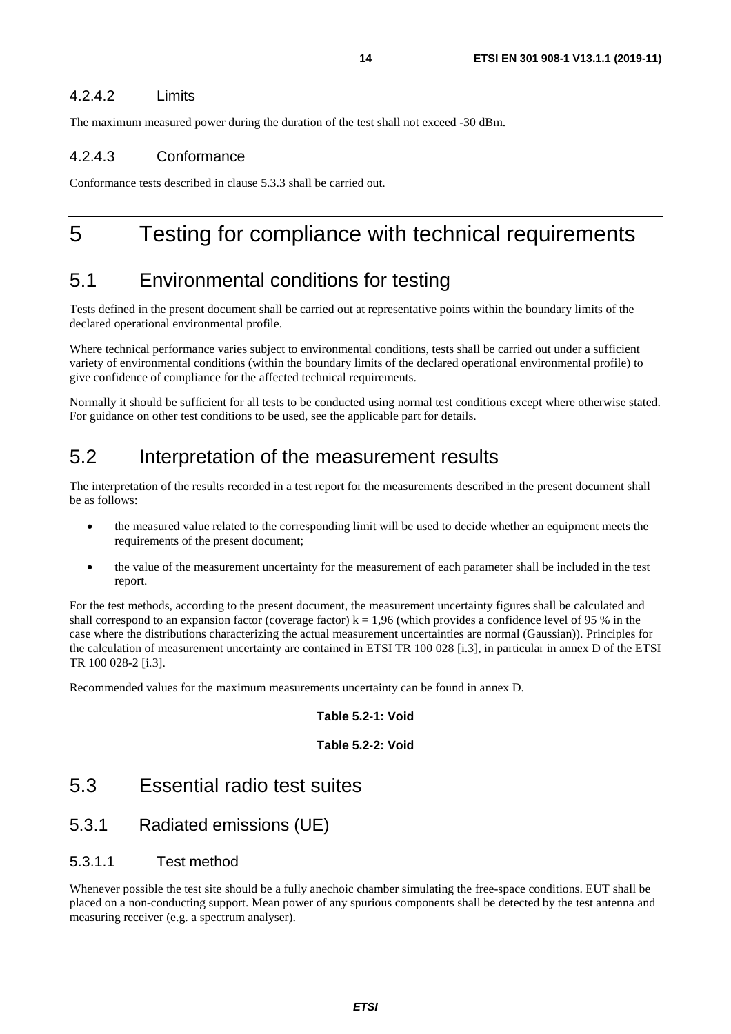#### 4.2.4.2 Limits

The maximum measured power during the duration of the test shall not exceed -30 dBm.

#### 4.2.4.3 Conformance

Conformance tests described in clause 5.3.3 shall be carried out.

# 5 Testing for compliance with technical requirements

## 5.1 Environmental conditions for testing

Tests defined in the present document shall be carried out at representative points within the boundary limits of the declared operational environmental profile.

Where technical performance varies subject to environmental conditions, tests shall be carried out under a sufficient variety of environmental conditions (within the boundary limits of the declared operational environmental profile) to give confidence of compliance for the affected technical requirements.

Normally it should be sufficient for all tests to be conducted using normal test conditions except where otherwise stated. For guidance on other test conditions to be used, see the applicable part for details.

## 5.2 Interpretation of the measurement results

The interpretation of the results recorded in a test report for the measurements described in the present document shall be as follows:

- the measured value related to the corresponding limit will be used to decide whether an equipment meets the requirements of the present document;
- the value of the measurement uncertainty for the measurement of each parameter shall be included in the test report.

For the test methods, according to the present document, the measurement uncertainty figures shall be calculated and shall correspond to an expansion factor (coverage factor) $k = 1,96$ (which provides a confidence level of 95 % in the case where the distributions characterizing the actual measurement uncertainties are normal (Gaussian)). Principles for the calculation of measurement uncertainty are contained in ETSI TR 100 028 [i.3], in particular in annex D of the ETSI TR 100 028-2 [i.3].

Recommended values for the maximum measurements uncertainty can be found in annex D.

**Table 5.2-1: Void**

**Table 5.2-2: Void**

## 5.3 Essential radio test suites

### 5.3.1 Radiated emissions (UE)

#### 5.3.1.1 Test method

Whenever possible the test site should be a fully anechoic chamber simulating the free-space conditions. EUT shall be placed on a non-conducting support. Mean power of any spurious components shall be detected by the test antenna and measuring receiver (e.g. a spectrum analyser).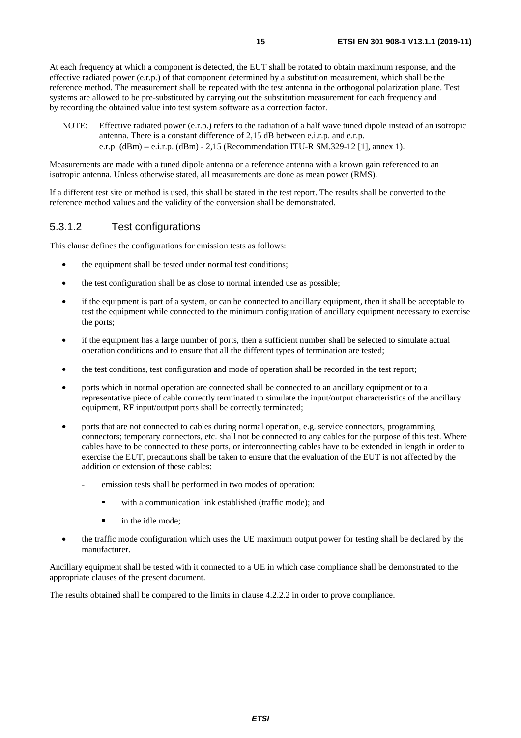At each frequency at which a component is detected, the EUT shall be rotated to obtain maximum response, and the effective radiated power (e.r.p.) of that component determined by a substitution measurement, which shall be the reference method. The measurement shall be repeated with the test antenna in the orthogonal polarization plane. Test systems are allowed to be pre-substituted by carrying out the substitution measurement for each frequency and by recording the obtained value into test system software as a correction factor.

NOTE: Effective radiated power (e.r.p.) refers to the radiation of a half wave tuned dipole instead of an isotropic antenna. There is a constant difference of 2,15 dB between e.i.r.p. and e.r.p. e.r.p. (dBm) = e.i.r.p. (dBm) - 2,15 (Recommendation ITU-R SM.329-12 [1], annex 1).

Measurements are made with a tuned dipole antenna or a reference antenna with a known gain referenced to an isotropic antenna. Unless otherwise stated, all measurements are done as mean power (RMS).

If a different test site or method is used, this shall be stated in the test report. The results shall be converted to the reference method values and the validity of the conversion shall be demonstrated.

### 5.3.1.2 Test configurations

This clause defines the configurations for emission tests as follows:

- the equipment shall be tested under normal test conditions;
- the test configuration shall be as close to normal intended use as possible;
- if the equipment is part of a system, or can be connected to ancillary equipment, then it shall be acceptable to test the equipment while connected to the minimum configuration of ancillary equipment necessary to exercise the ports;
- if the equipment has a large number of ports, then a sufficient number shall be selected to simulate actual operation conditions and to ensure that all the different types of termination are tested;
- the test conditions, test configuration and mode of operation shall be recorded in the test report;
- ports which in normal operation are connected shall be connected to an ancillary equipment or to a representative piece of cable correctly terminated to simulate the input/output characteristics of the ancillary equipment, RF input/output ports shall be correctly terminated;
- ports that are not connected to cables during normal operation, e.g. service connectors, programming connectors; temporary connectors, etc. shall not be connected to any cables for the purpose of this test. Where cables have to be connected to these ports, or interconnecting cables have to be extended in length in order to exercise the EUT, precautions shall be taken to ensure that the evaluation of the EUT is not affected by the addition or extension of these cables:
  - emission tests shall be performed in two modes of operation:
    - with a communication link established (traffic mode); and
    - in the idle mode;
- the traffic mode configuration which uses the UE maximum output power for testing shall be declared by the manufacturer.

Ancillary equipment shall be tested with it connected to a UE in which case compliance shall be demonstrated to the appropriate clauses of the present document.

The results obtained shall be compared to the limits in clause 4.2.2.2 in order to prove compliance.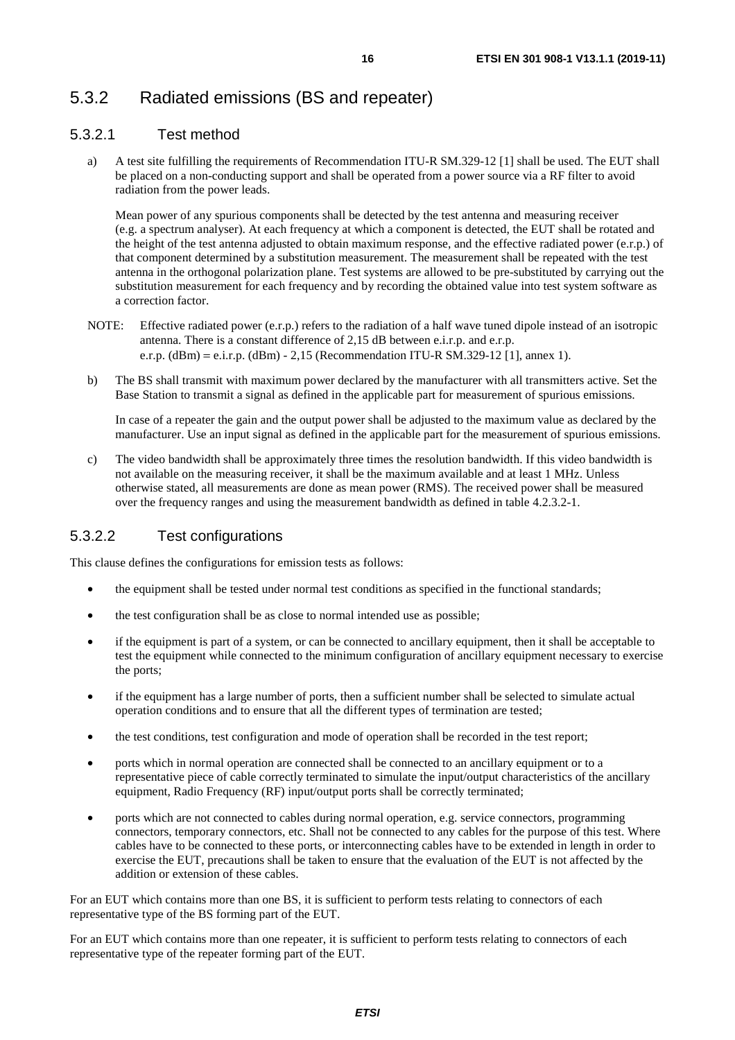### 5.3.2 Radiated emissions (BS and repeater)

#### 5.3.2.1 Test method

a) A test site fulfilling the requirements of Recommendation ITU-R SM.329-12 [1] shall be used. The EUT shall be placed on a non-conducting support and shall be operated from a power source via a RF filter to avoid radiation from the power leads.

   Mean power of any spurious components shall be detected by the test antenna and measuring receiver (e.g. a spectrum analyser). At each frequency at which a component is detected, the EUT shall be rotated and the height of the test antenna adjusted to obtain maximum response, and the effective radiated power (e.r.p.) of that component determined by a substitution measurement. The measurement shall be repeated with the test antenna in the orthogonal polarization plane. Test systems are allowed to be pre-substituted by carrying out the substitution measurement for each frequency and by recording the obtained value into test system software as a correction factor.

NOTE: Effective radiated power (e.r.p.) refers to the radiation of a half wave tuned dipole instead of an isotropic antenna. There is a constant difference of 2,15 dB between e.i.r.p. and e.r.p.
e.r.p. (dBm) = e.i.r.p. (dBm) - 2,15 (Recommendation ITU-R SM.329-12 [1], annex 1).

b) The BS shall transmit with maximum power declared by the manufacturer with all transmitters active. Set the Base Station to transmit a signal as defined in the applicable part for measurement of spurious emissions.

   In case of a repeater the gain and the output power shall be adjusted to the maximum value as declared by the manufacturer. Use an input signal as defined in the applicable part for the measurement of spurious emissions.

c) The video bandwidth shall be approximately three times the resolution bandwidth. If this video bandwidth is not available on the measuring receiver, it shall be the maximum available and at least 1 MHz. Unless otherwise stated, all measurements are done as mean power (RMS). The received power shall be measured over the frequency ranges and using the measurement bandwidth as defined in table 4.2.3.2-1.

#### 5.3.2.2 Test configurations

This clause defines the configurations for emission tests as follows:

- the equipment shall be tested under normal test conditions as specified in the functional standards;
- the test configuration shall be as close to normal intended use as possible;
- if the equipment is part of a system, or can be connected to ancillary equipment, then it shall be acceptable to test the equipment while connected to the minimum configuration of ancillary equipment necessary to exercise the ports;
- if the equipment has a large number of ports, then a sufficient number shall be selected to simulate actual operation conditions and to ensure that all the different types of termination are tested;
- the test conditions, test configuration and mode of operation shall be recorded in the test report;
- ports which in normal operation are connected shall be connected to an ancillary equipment or to a representative piece of cable correctly terminated to simulate the input/output characteristics of the ancillary equipment, Radio Frequency (RF) input/output ports shall be correctly terminated;
- ports which are not connected to cables during normal operation, e.g. service connectors, programming connectors, temporary connectors, etc. Shall not be connected to any cables for the purpose of this test. Where cables have to be connected to these ports, or interconnecting cables have to be extended in length in order to exercise the EUT, precautions shall be taken to ensure that the evaluation of the EUT is not affected by the addition or extension of these cables.

For an EUT which contains more than one BS, it is sufficient to perform tests relating to connectors of each representative type of the BS forming part of the EUT.

For an EUT which contains more than one repeater, it is sufficient to perform tests relating to connectors of each representative type of the repeater forming part of the EUT.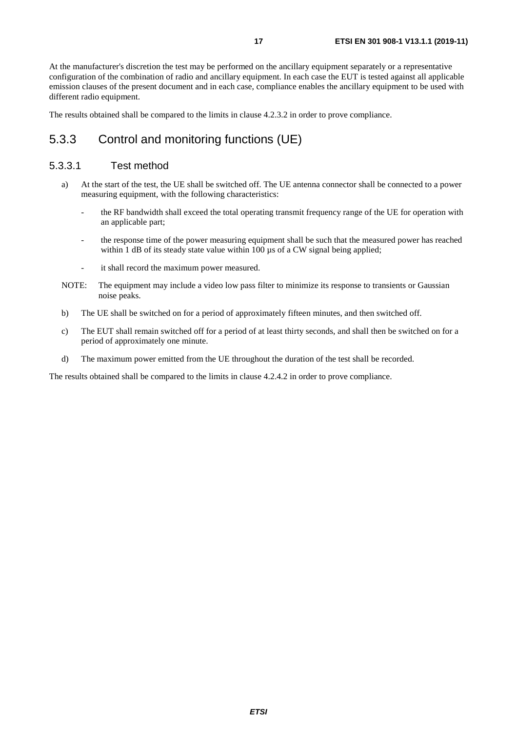At the manufacturer's discretion the test may be performed on the ancillary equipment separately or a representative configuration of the combination of radio and ancillary equipment. In each case the EUT is tested against all applicable emission clauses of the present document and in each case, compliance enables the ancillary equipment to be used with different radio equipment.

The results obtained shall be compared to the limits in clause 4.2.3.2 in order to prove compliance.

## 5.3.3 Control and monitoring functions (UE)

### 5.3.3.1 Test method

a) At the start of the test, the UE shall be switched off. The UE antenna connector shall be connected to a power measuring equipment, with the following characteristics:

   - the RF bandwidth shall exceed the total operating transmit frequency range of the UE for operation with an applicable part;
   - the response time of the power measuring equipment shall be such that the measured power has reached within 1 dB of its steady state value within 100 µs of a CW signal being applied;
   - it shall record the maximum power measured.

NOTE: The equipment may include a video low pass filter to minimize its response to transients or Gaussian noise peaks.

b) The UE shall be switched on for a period of approximately fifteen minutes, and then switched off.

c) The EUT shall remain switched off for a period of at least thirty seconds, and shall then be switched on for a period of approximately one minute.

d) The maximum power emitted from the UE throughout the duration of the test shall be recorded.

The results obtained shall be compared to the limits in clause 4.2.4.2 in order to prove compliance.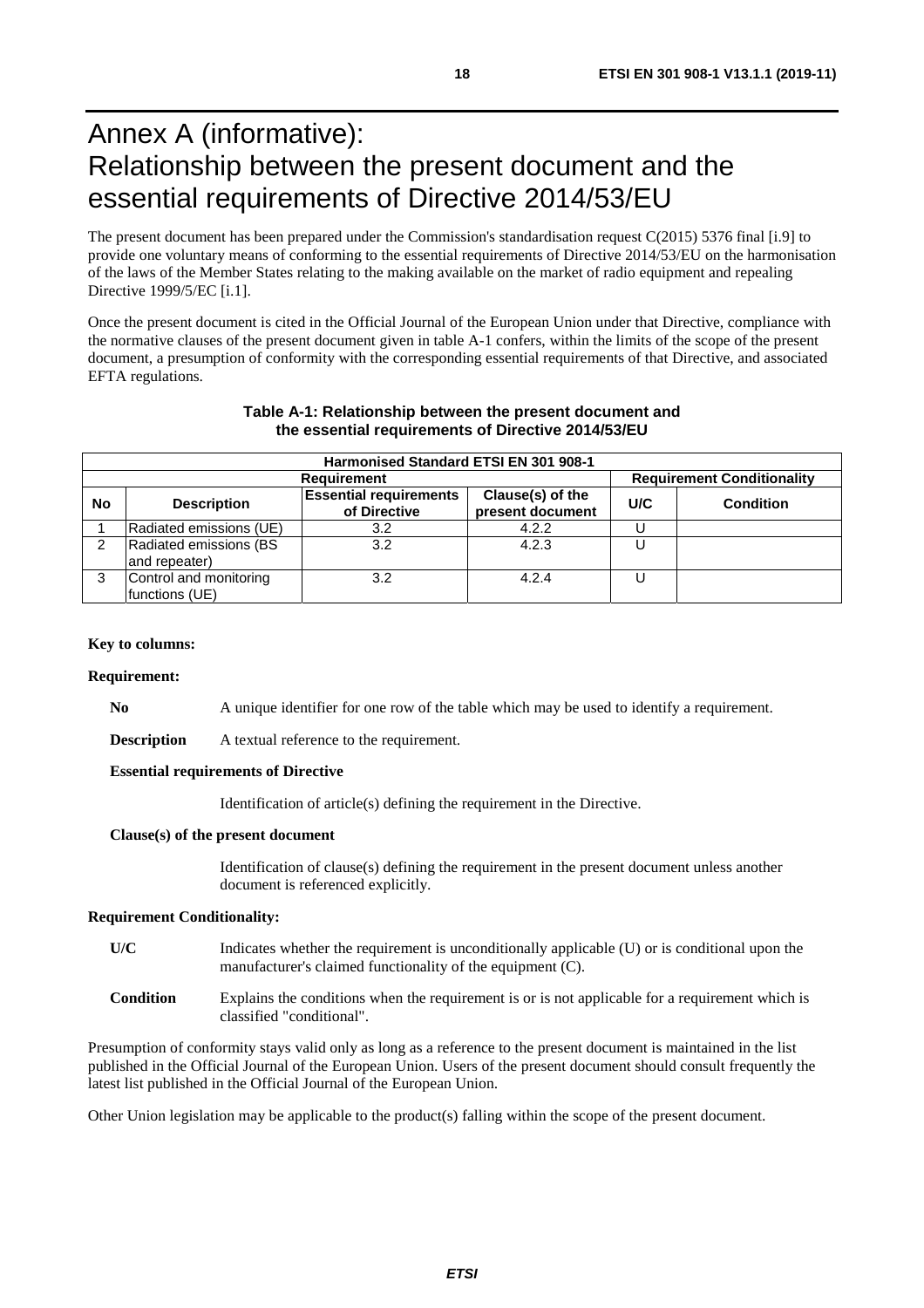# Annex A (informative): Relationship between the present document and the essential requirements of Directive 2014/53/EU

The present document has been prepared under the Commission's standardisation request C(2015) 5376 final [i.9] to provide one voluntary means of conforming to the essential requirements of Directive 2014/53/EU on the harmonisation of the laws of the Member States relating to the making available on the market of radio equipment and repealing Directive 1999/5/EC [i.1].

Once the present document is cited in the Official Journal of the European Union under that Directive, compliance with the normative clauses of the present document given in table A-1 confers, within the limits of the scope of the present document, a presumption of conformity with the corresponding essential requirements of that Directive, and associated EFTA regulations.

**Table A-1: Relationship between the present document and the essential requirements of Directive 2014/53/EU**

| Harmonised Standard ETSI EN 301 908-1 | | | | | |
|---|---|---|---|---|---|
| Requirement | | | | Requirement Conditionality | |
| No | Description | Essential requirements of Directive | Clause(s) of the present document | U/C | Condition |
| 1 | Radiated emissions (UE) | 3.2 | 4.2.2 | U | |
| 2 | Radiated emissions (BS and repeater) | 3.2 | 4.2.3 | U | |
| 3 | Control and monitoring functions (UE) | 3.2 | 4.2.4 | U | |

**Key to columns:**

**Requirement:**

**No** A unique identifier for one row of the table which may be used to identify a requirement.

**Description** A textual reference to the requirement.

**Essential requirements of Directive**

Identification of article(s) defining the requirement in the Directive.

**Clause(s) of the present document**

Identification of clause(s) defining the requirement in the present document unless another document is referenced explicitly.

**Requirement Conditionality:**

**U/C** Indicates whether the requirement is unconditionally applicable (U) or is conditional upon the manufacturer's claimed functionality of the equipment (C).

**Condition** Explains the conditions when the requirement is or is not applicable for a requirement which is classified "conditional".

Presumption of conformity stays valid only as long as a reference to the present document is maintained in the list published in the Official Journal of the European Union. Users of the present document should consult frequently the latest list published in the Official Journal of the European Union.

Other Union legislation may be applicable to the product(s) falling within the scope of the present document.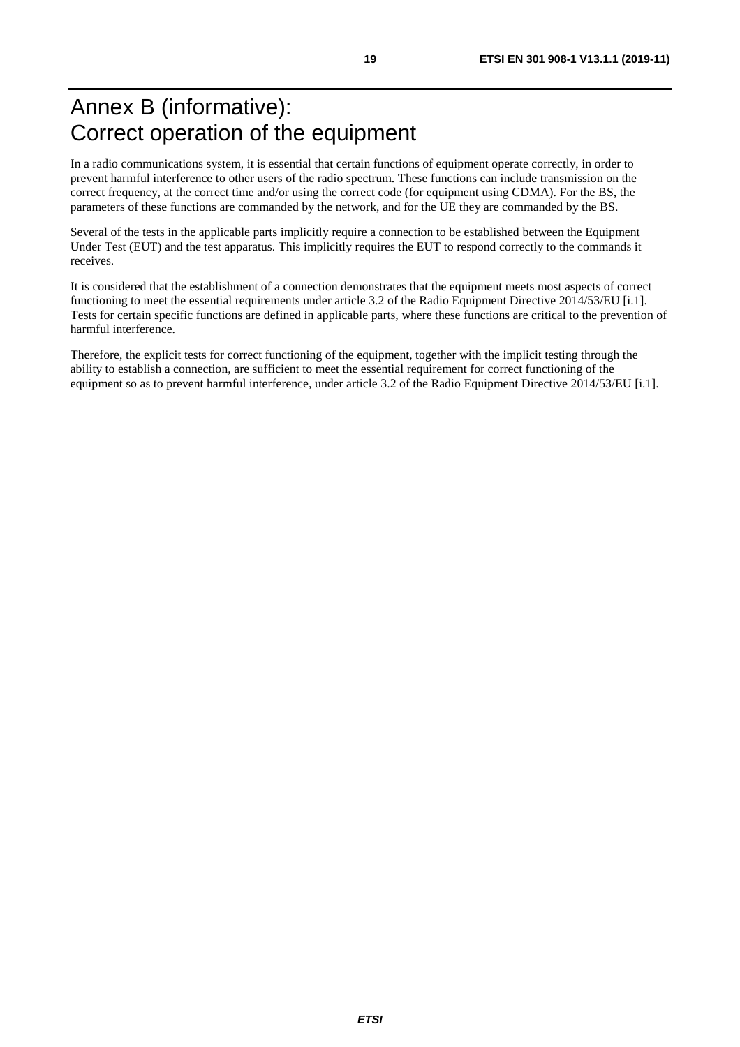# Annex B (informative): Correct operation of the equipment

In a radio communications system, it is essential that certain functions of equipment operate correctly, in order to prevent harmful interference to other users of the radio spectrum. These functions can include transmission on the correct frequency, at the correct time and/or using the correct code (for equipment using CDMA). For the BS, the parameters of these functions are commanded by the network, and for the UE they are commanded by the BS.

Several of the tests in the applicable parts implicitly require a connection to be established between the Equipment Under Test (EUT) and the test apparatus. This implicitly requires the EUT to respond correctly to the commands it receives.

It is considered that the establishment of a connection demonstrates that the equipment meets most aspects of correct functioning to meet the essential requirements under article 3.2 of the Radio Equipment Directive 2014/53/EU [i.1]. Tests for certain specific functions are defined in applicable parts, where these functions are critical to the prevention of harmful interference.

Therefore, the explicit tests for correct functioning of the equipment, together with the implicit testing through the ability to establish a connection, are sufficient to meet the essential requirement for correct functioning of the equipment so as to prevent harmful interference, under article 3.2 of the Radio Equipment Directive 2014/53/EU [i.1].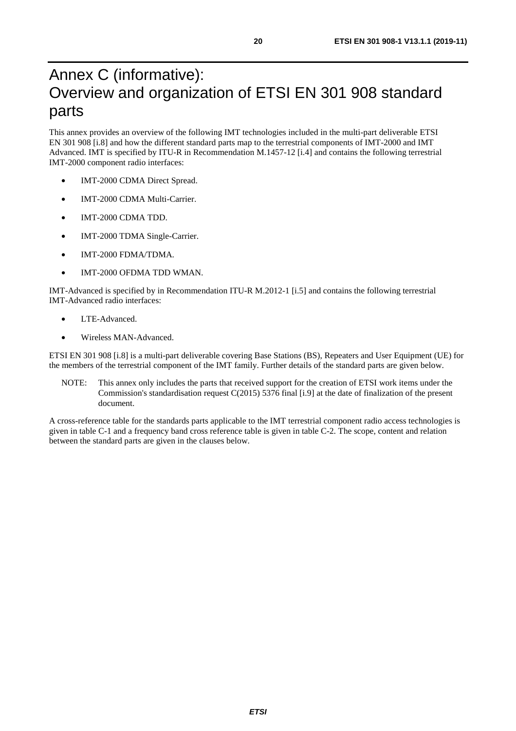# Annex C (informative): Overview and organization of ETSI EN 301 908 standard parts

This annex provides an overview of the following IMT technologies included in the multi-part deliverable ETSI EN 301 908 [i.8] and how the different standard parts map to the terrestrial components of IMT-2000 and IMT Advanced. IMT is specified by ITU-R in Recommendation M.1457-12 [i.4] and contains the following terrestrial IMT-2000 component radio interfaces:

- IMT-2000 CDMA Direct Spread.
- IMT-2000 CDMA Multi-Carrier.
- IMT-2000 CDMA TDD.
- IMT-2000 TDMA Single-Carrier.
- IMT-2000 FDMA/TDMA.
- IMT-2000 OFDMA TDD WMAN.

IMT-Advanced is specified by in Recommendation ITU-R M.2012-1 [i.5] and contains the following terrestrial IMT-Advanced radio interfaces:

- LTE-Advanced.
- Wireless MAN-Advanced.

ETSI EN 301 908 [i.8] is a multi-part deliverable covering Base Stations (BS), Repeaters and User Equipment (UE) for the members of the terrestrial component of the IMT family. Further details of the standard parts are given below.

NOTE: This annex only includes the parts that received support for the creation of ETSI work items under the Commission's standardisation request C(2015) 5376 final [i.9] at the date of finalization of the present document.

A cross-reference table for the standards parts applicable to the IMT terrestrial component radio access technologies is given in table C-1 and a frequency band cross reference table is given in table C-2. The scope, content and relation between the standard parts are given in the clauses below.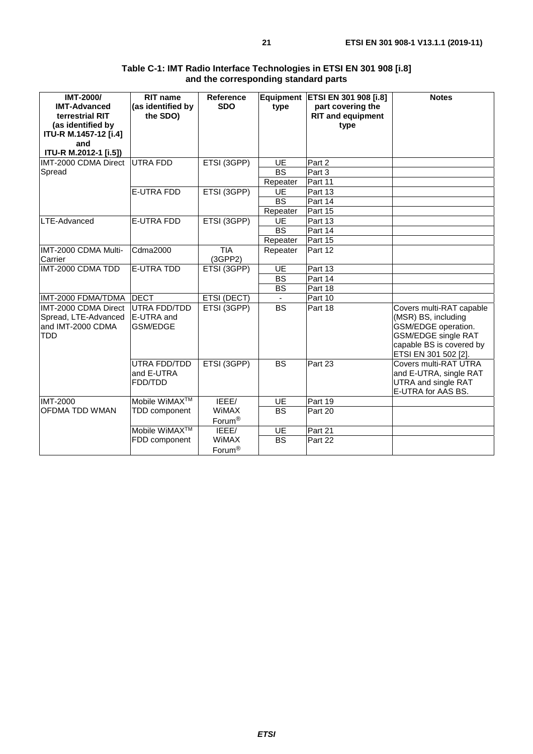**Table C-1: IMT Radio Interface Technologies in ETSI EN 301 908 [i.8] and the corresponding standard parts**

| IMT-2000/ IMT-Advanced terrestrial RIT (as identified by ITU-R M.1457-12 [i.4] and ITU-R M.2012-1 [i.5]) | RIT name (as identified by the SDO) | Reference SDO | Equipment type | ETSI EN 301 908 [i.8] part covering the RIT and equipment type | Notes |
|---|---|---|---|---|---|
| IMT-2000 CDMA Direct Spread | UTRA FDD | ETSI (3GPP) | UE | Part 2 | |
| | | | BS | Part 3 | |
| | | | Repeater | Part 11 | |
| | E-UTRA FDD | ETSI (3GPP) | UE | Part 13 | |
| | | | BS | Part 14 | |
| | | | Repeater | Part 15 | |
| LTE-Advanced | E-UTRA FDD | ETSI (3GPP) | UE | Part 13 | |
| | | | BS | Part 14 | |
| | | | Repeater | Part 15 | |
| IMT-2000 CDMA Multi-Carrier | Cdma2000 | TIA (3GPP2) | Repeater | Part 12 | |
| IMT-2000 CDMA TDD | E-UTRA TDD | ETSI (3GPP) | UE | Part 13 | |
| | | | BS | Part 14 | |
| | | | BS | Part 18 | |
| IMT-2000 FDMA/TDMA | DECT | ETSI (DECT) | - | Part 10 | |
| IMT-2000 CDMA Direct Spread, LTE-Advanced and IMT-2000 CDMA TDD | UTRA FDD/TDD E-UTRA and GSM/EDGE | ETSI (3GPP) | BS | Part 18 | Covers multi-RAT capable (MSR) BS, including GSM/EDGE operation. GSM/EDGE single RAT capable BS is covered by ETSI EN 301 502 [2]. |
| | UTRA FDD/TDD and E-UTRA FDD/TDD | ETSI (3GPP) | BS | Part 23 | Covers multi-RAT UTRA and E-UTRA, single RAT UTRA and single RAT E-UTRA for AAS BS. |
| IMT-2000 OFDMA TDD WMAN | Mobile WiMAX™ TDD component | IEEE/ WiMAX Forum® | UE | Part 19 | |
| | | | BS | Part 20 | |
| | Mobile WiMAX™ FDD component | IEEE/ WiMAX Forum® | UE | Part 21 | |
| | | | BS | Part 22 | |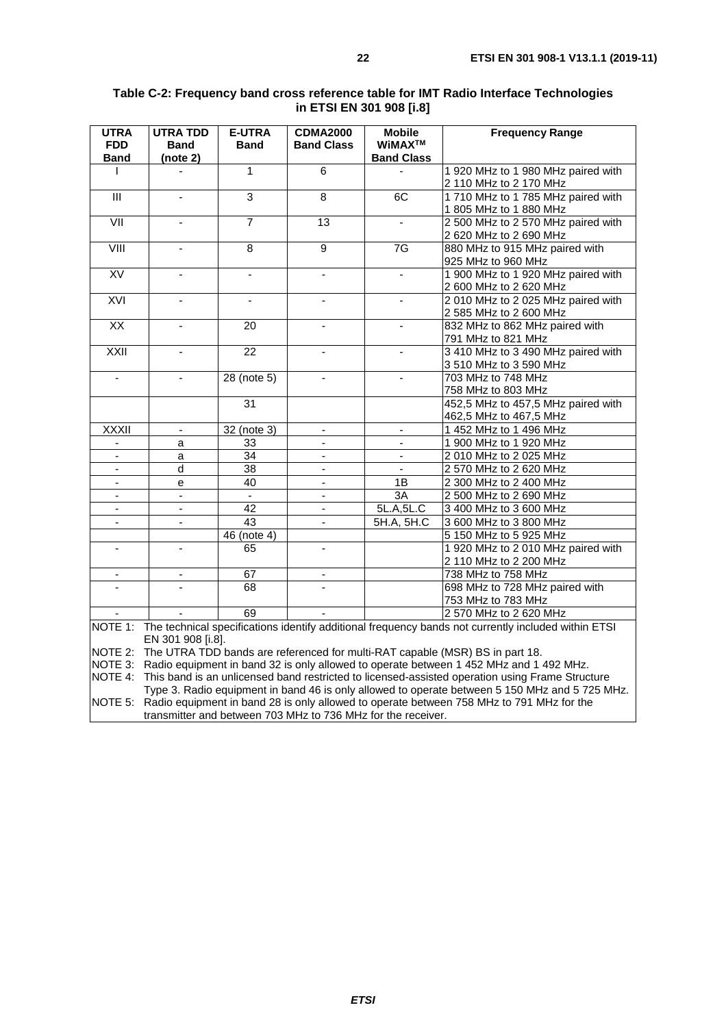**Table C-2: Frequency band cross reference table for IMT Radio Interface Technologies in ETSI EN 301 908 [i.8]**

| UTRA FDD Band | UTRA TDD Band (note 2) | E-UTRA Band | CDMA2000 Band Class | Mobile WiMAX™ Band Class | Frequency Range |
|---|---|---|---|---|---|
| I | - | 1 | 6 | - | 1 920 MHz to 1 980 MHz paired with 2 110 MHz to 2 170 MHz |
| III | - | 3 | 8 | 6C | 1 710 MHz to 1 785 MHz paired with 1 805 MHz to 1 880 MHz |
| VII | - | 7 | 13 | - | 2 500 MHz to 2 570 MHz paired with 2 620 MHz to 2 690 MHz |
| VIII | - | 8 | 9 | 7G | 880 MHz to 915 MHz paired with 925 MHz to 960 MHz |
| XV | - | - | - | - | 1 900 MHz to 1 920 MHz paired with 2 600 MHz to 2 620 MHz |
| XVI | - | - | - | - | 2 010 MHz to 2 025 MHz paired with 2 585 MHz to 2 600 MHz |
| XX | - | 20 | - | - | 832 MHz to 862 MHz paired with 791 MHz to 821 MHz |
| XXII | - | 22 | - | - | 3 410 MHz to 3 490 MHz paired with 3 510 MHz to 3 590 MHz |
| - | - | 28 (note 5) | - | - | 703 MHz to 748 MHz 758 MHz to 803 MHz |
| | | 31 | | | 452,5 MHz to 457,5 MHz paired with 462,5 MHz to 467,5 MHz |
| XXXII | - | 32 (note 3) | - | - | 1 452 MHz to 1 496 MHz |
| - | a | 33 | - | - | 1 900 MHz to 1 920 MHz |
| - | a | 34 | - | - | 2 010 MHz to 2 025 MHz |
| - | d | 38 | - | - | 2 570 MHz to 2 620 MHz |
| - | e | 40 | - | 1B | 2 300 MHz to 2 400 MHz |
| - | - | - | - | 3A | 2 500 MHz to 2 690 MHz |
| - | - | 42 | - | 5L.A,5L.C | 3 400 MHz to 3 600 MHz |
| - | - | 43 | - | 5H.A, 5H.C | 3 600 MHz to 3 800 MHz |
| | | 46 (note 4) | | | 5 150 MHz to 5 925 MHz |
| - | - | 65 | - | | 1 920 MHz to 2 010 MHz paired with 2 110 MHz to 2 200 MHz |
| - | - | 67 | - | | 738 MHz to 758 MHz |
| - | - | 68 | - | | 698 MHz to 728 MHz paired with 753 MHz to 783 MHz |
| - | - | 69 | - | | 2 570 MHz to 2 620 MHz |

NOTE 1: The technical specifications identify additional frequency bands not currently included within ETSI EN 301 908 [i.8].

NOTE 2: The UTRA TDD bands are referenced for multi-RAT capable (MSR) BS in part 18.

NOTE 3: Radio equipment in band 32 is only allowed to operate between 1 452 MHz and 1 492 MHz.

NOTE 4: This band is an unlicensed band restricted to licensed-assisted operation using Frame Structure Type 3. Radio equipment in band 46 is only allowed to operate between 5 150 MHz and 5 725 MHz.

NOTE 5: Radio equipment in band 28 is only allowed to operate between 758 MHz to 791 MHz for the transmitter and between 703 MHz to 736 MHz for the receiver.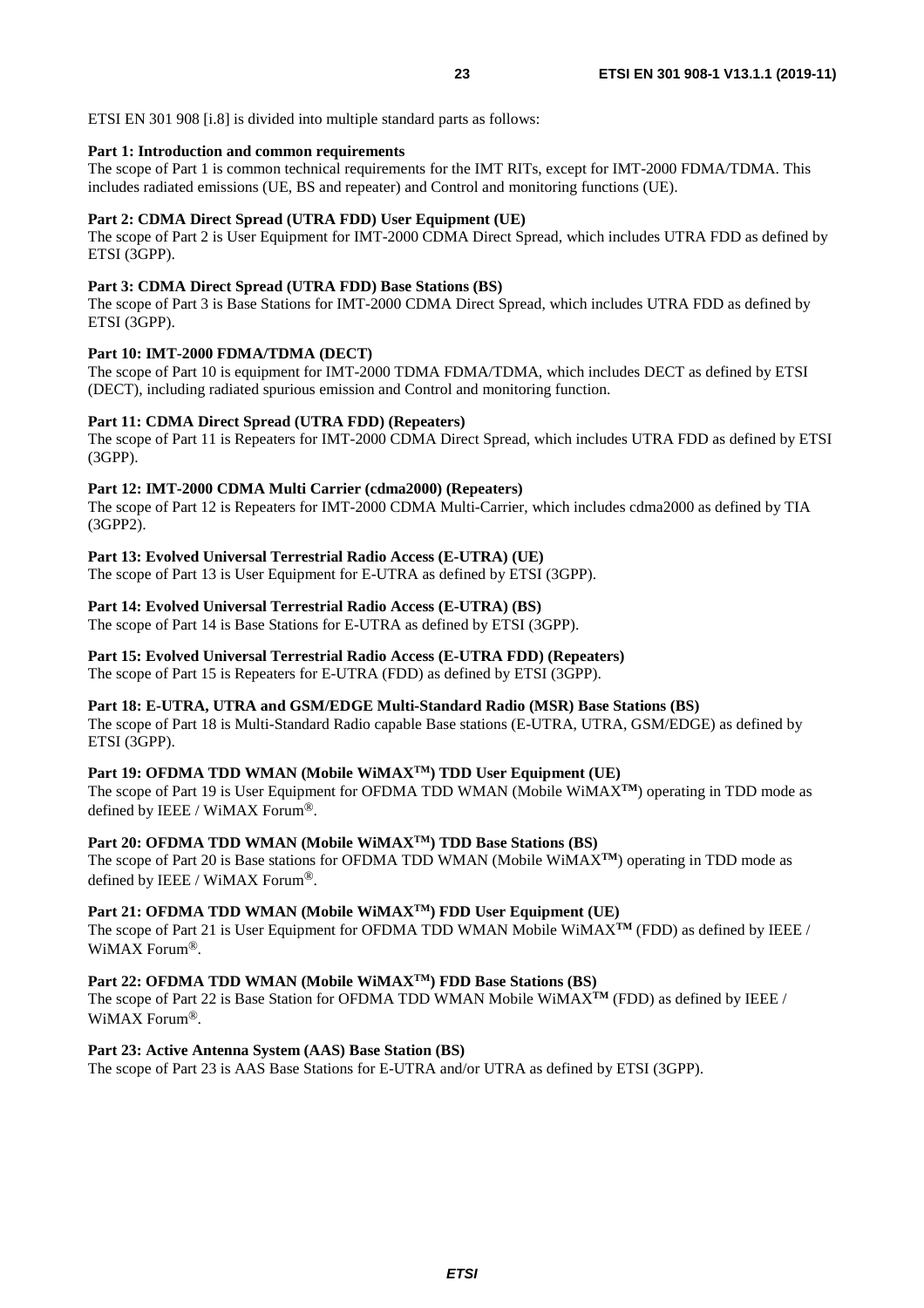ETSI EN 301 908 [i.8] is divided into multiple standard parts as follows:

**Part 1: Introduction and common requirements**
The scope of Part 1 is common technical requirements for the IMT RITs, except for IMT-2000 FDMA/TDMA. This includes radiated emissions (UE, BS and repeater) and Control and monitoring functions (UE).

**Part 2: CDMA Direct Spread (UTRA FDD) User Equipment (UE)**
The scope of Part 2 is User Equipment for IMT-2000 CDMA Direct Spread, which includes UTRA FDD as defined by ETSI (3GPP).

**Part 3: CDMA Direct Spread (UTRA FDD) Base Stations (BS)**
The scope of Part 3 is Base Stations for IMT-2000 CDMA Direct Spread, which includes UTRA FDD as defined by ETSI (3GPP).

**Part 10: IMT-2000 FDMA/TDMA (DECT)**
The scope of Part 10 is equipment for IMT-2000 TDMA FDMA/TDMA, which includes DECT as defined by ETSI (DECT), including radiated spurious emission and Control and monitoring function.

**Part 11: CDMA Direct Spread (UTRA FDD) (Repeaters)**
The scope of Part 11 is Repeaters for IMT-2000 CDMA Direct Spread, which includes UTRA FDD as defined by ETSI (3GPP).

**Part 12: IMT-2000 CDMA Multi Carrier (cdma2000) (Repeaters)**
The scope of Part 12 is Repeaters for IMT-2000 CDMA Multi-Carrier, which includes cdma2000 as defined by TIA (3GPP2).

**Part 13: Evolved Universal Terrestrial Radio Access (E-UTRA) (UE)**
The scope of Part 13 is User Equipment for E-UTRA as defined by ETSI (3GPP).

**Part 14: Evolved Universal Terrestrial Radio Access (E-UTRA) (BS)**
The scope of Part 14 is Base Stations for E-UTRA as defined by ETSI (3GPP).

**Part 15: Evolved Universal Terrestrial Radio Access (E-UTRA FDD) (Repeaters)**
The scope of Part 15 is Repeaters for E-UTRA (FDD) as defined by ETSI (3GPP).

**Part 18: E-UTRA, UTRA and GSM/EDGE Multi-Standard Radio (MSR) Base Stations (BS)**
The scope of Part 18 is Multi-Standard Radio capable Base stations (E-UTRA, UTRA, GSM/EDGE) as defined by ETSI (3GPP).

**Part 19: OFDMA TDD WMAN (Mobile WiMAX™) TDD User Equipment (UE)**
The scope of Part 19 is User Equipment for OFDMA TDD WMAN (Mobile WiMAX**™**) operating in TDD mode as defined by IEEE / WiMAX Forum®.

**Part 20: OFDMA TDD WMAN (Mobile WiMAX™) TDD Base Stations (BS)**
The scope of Part 20 is Base stations for OFDMA TDD WMAN (Mobile WiMAX**™**) operating in TDD mode as defined by IEEE / WiMAX Forum®.

**Part 21: OFDMA TDD WMAN (Mobile WiMAX™) FDD User Equipment (UE)**
The scope of Part 21 is User Equipment for OFDMA TDD WMAN Mobile WiMAX**™** (FDD) as defined by IEEE / WiMAX Forum®.

**Part 22: OFDMA TDD WMAN (Mobile WiMAX™) FDD Base Stations (BS)**
The scope of Part 22 is Base Station for OFDMA TDD WMAN Mobile WiMAX**™** (FDD) as defined by IEEE / WiMAX Forum®.

**Part 23: Active Antenna System (AAS) Base Station (BS)**
The scope of Part 23 is AAS Base Stations for E-UTRA and/or UTRA as defined by ETSI (3GPP).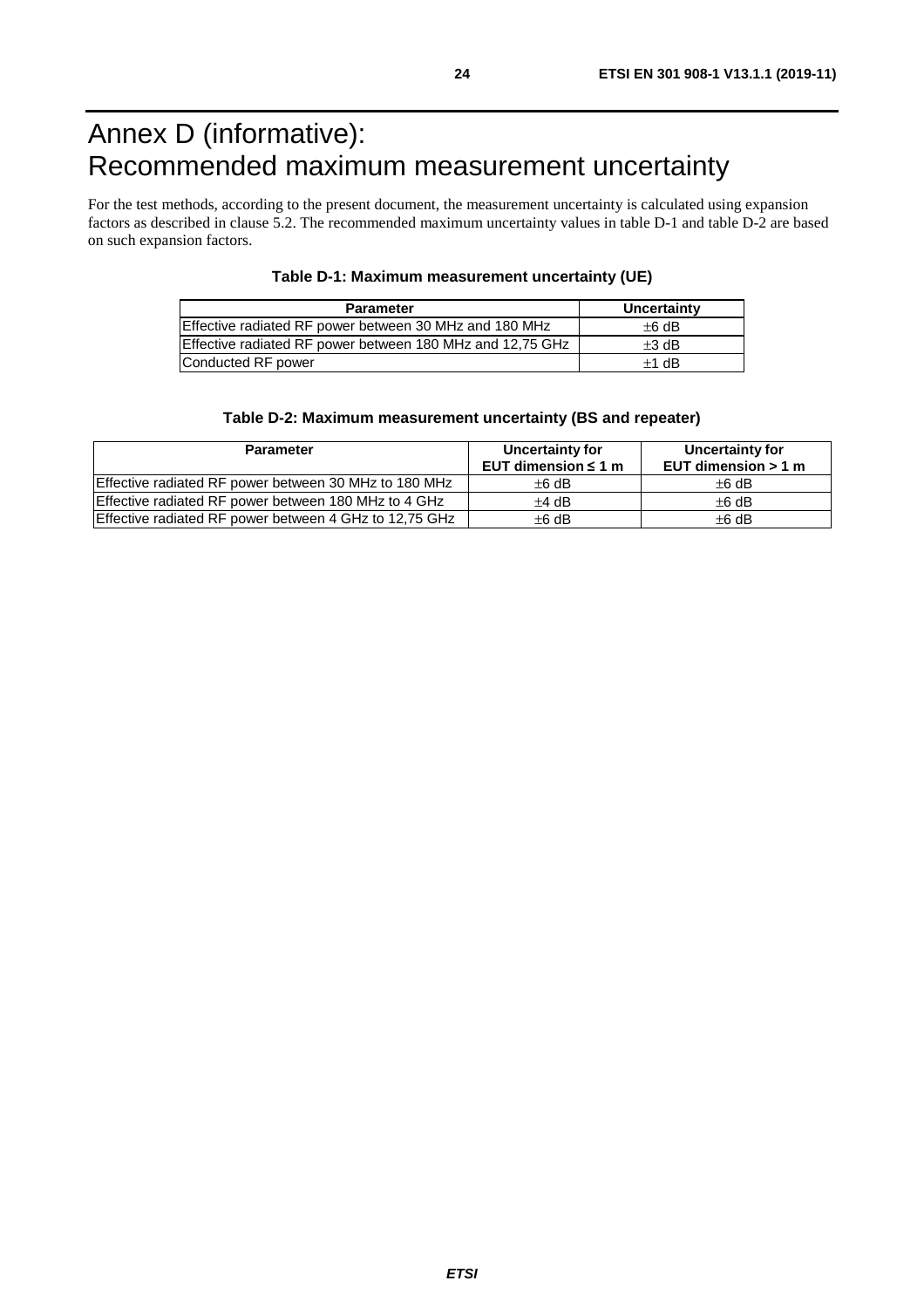# Annex D (informative): Recommended maximum measurement uncertainty

For the test methods, according to the present document, the measurement uncertainty is calculated using expansion factors as described in clause 5.2. The recommended maximum uncertainty values in table D-1 and table D-2 are based on such expansion factors.

**Table D-1: Maximum measurement uncertainty (UE)**

| Parameter | Uncertainty |
|---|---|
| Effective radiated RF power between 30 MHz and 180 MHz | ±6 dB |
| Effective radiated RF power between 180 MHz and 12,75 GHz | ±3 dB |
| Conducted RF power | ±1 dB |

**Table D-2: Maximum measurement uncertainty (BS and repeater)**

| Parameter | Uncertainty for EUT dimension ≤ 1 m | Uncertainty for EUT dimension > 1 m |
|---|---|---|
| Effective radiated RF power between 30 MHz to 180 MHz | ±6 dB | ±6 dB |
| Effective radiated RF power between 180 MHz to 4 GHz | ±4 dB | ±6 dB |
| Effective radiated RF power between 4 GHz to 12,75 GHz | ±6 dB | ±6 dB |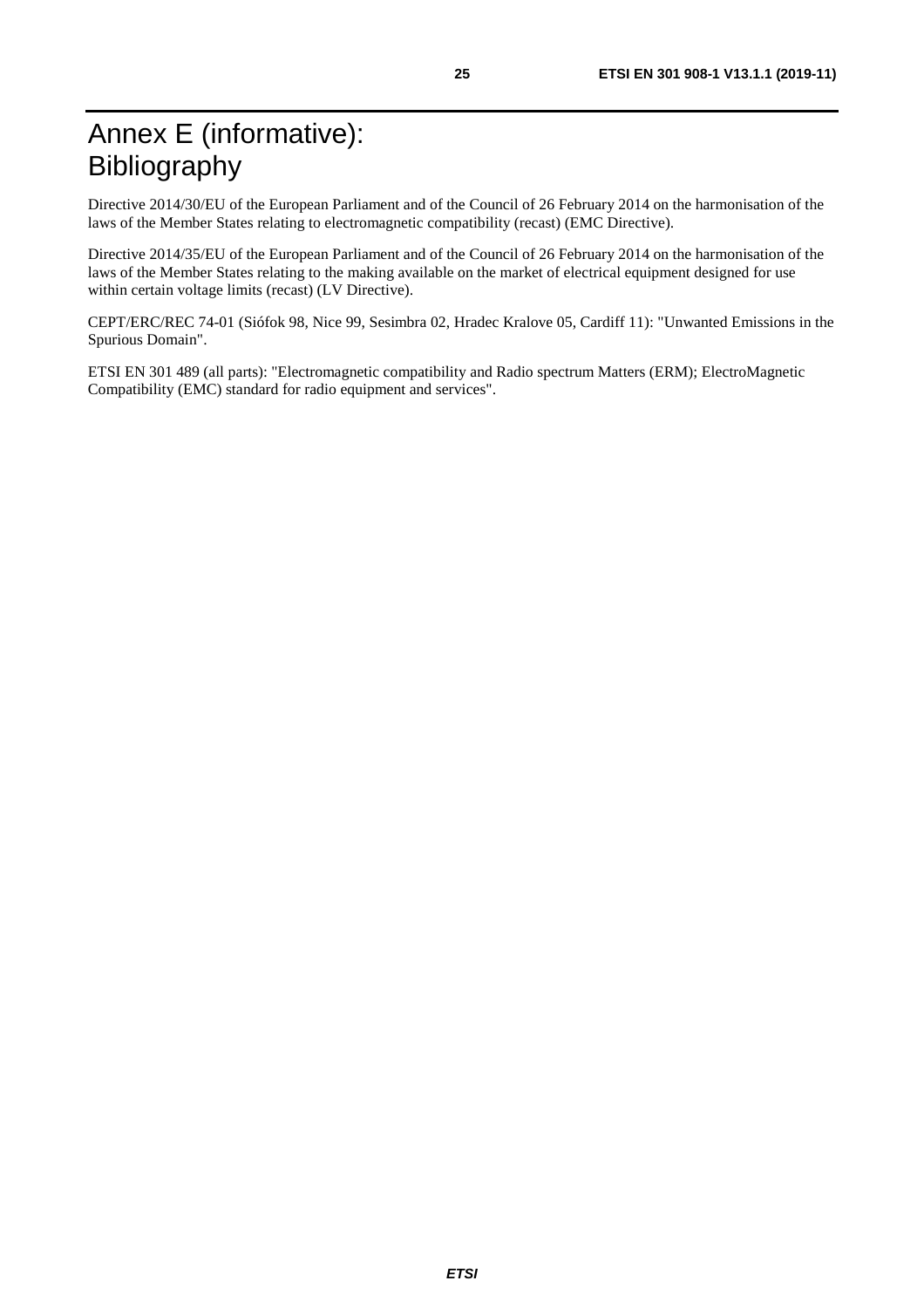# Annex E (informative): Bibliography

Directive 2014/30/EU of the European Parliament and of the Council of 26 February 2014 on the harmonisation of the laws of the Member States relating to electromagnetic compatibility (recast) (EMC Directive).

Directive 2014/35/EU of the European Parliament and of the Council of 26 February 2014 on the harmonisation of the laws of the Member States relating to the making available on the market of electrical equipment designed for use within certain voltage limits (recast) (LV Directive).

CEPT/ERC/REC 74-01 (Siófok 98, Nice 99, Sesimbra 02, Hradec Kralove 05, Cardiff 11): "Unwanted Emissions in the Spurious Domain".

ETSI EN 301 489 (all parts): "Electromagnetic compatibility and Radio spectrum Matters (ERM); ElectroMagnetic Compatibility (EMC) standard for radio equipment and services".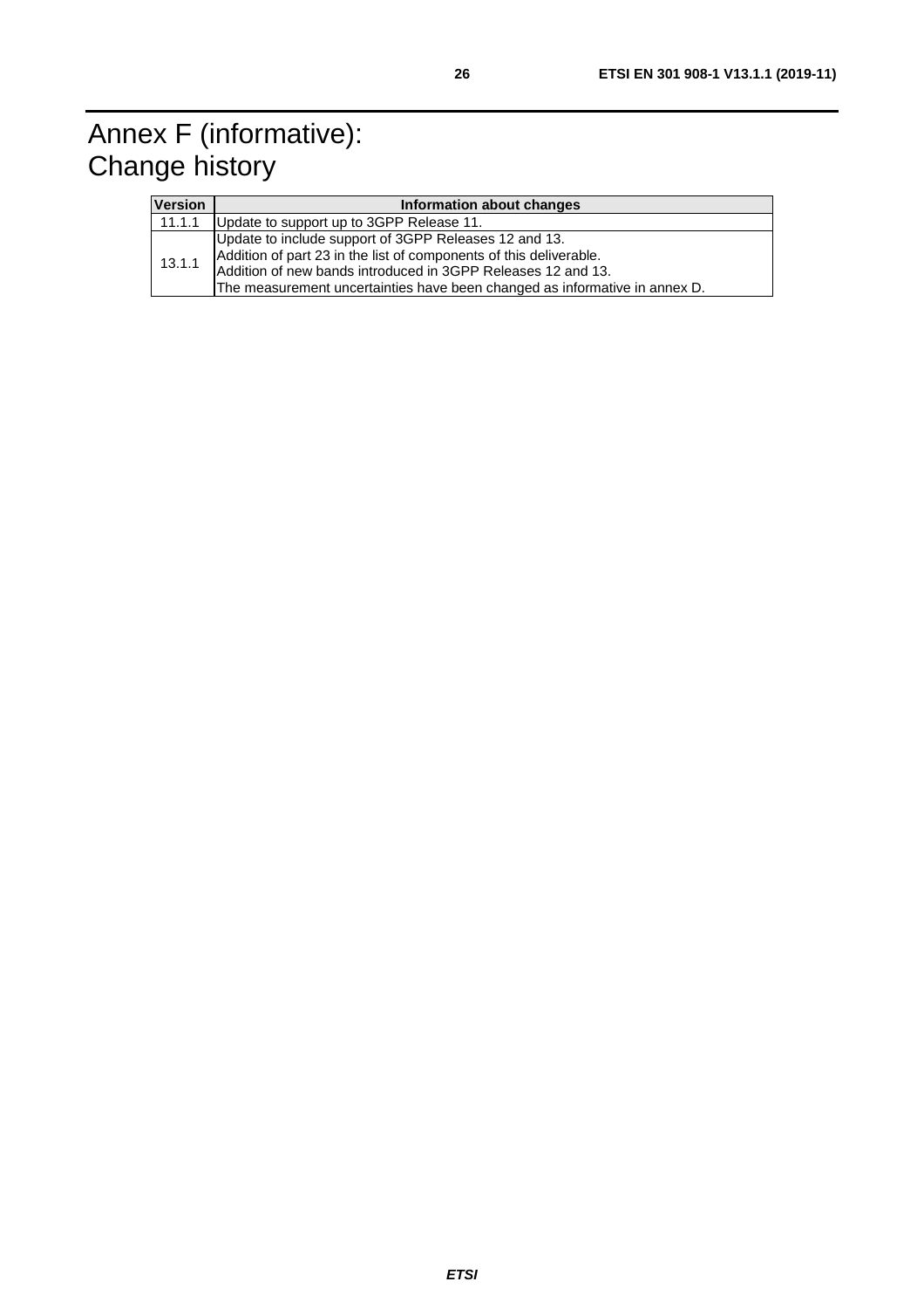# Annex F (informative): Change history

| Version | Information about changes |
| --- | --- |
| 11.1.1 | Update to support up to 3GPP Release 11. |
| 13.1.1 | Update to include support of 3GPP Releases 12 and 13.<br>Addition of part 23 in the list of components of this deliverable.<br>Addition of new bands introduced in 3GPP Releases 12 and 13.<br>The measurement uncertainties have been changed as informative in annex D. |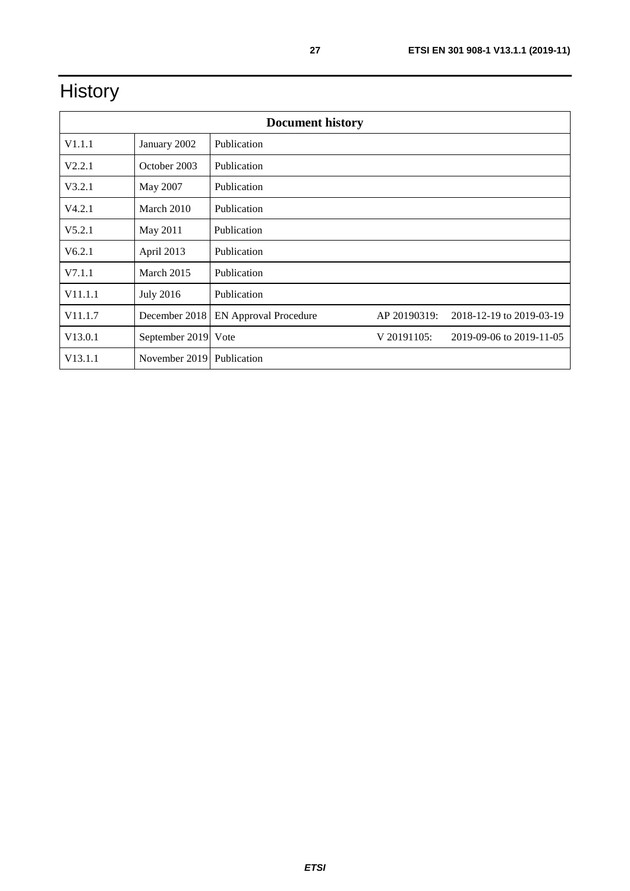# History

| Document history | | | | |
|---|---|---|---|---|
| V1.1.1 | January 2002 | Publication | | |
| V2.2.1 | October 2003 | Publication | | |
| V3.2.1 | May 2007 | Publication | | |
| V4.2.1 | March 2010 | Publication | | |
| V5.2.1 | May 2011 | Publication | | |
| V6.2.1 | April 2013 | Publication | | |
| V7.1.1 | March 2015 | Publication | | |
| V11.1.1 | July 2016 | Publication | | |
| V11.1.7 | December 2018 | EN Approval Procedure | AP 20190319: | 2018-12-19 to 2019-03-19 |
| V13.0.1 | September 2019 | Vote | V 20191105: | 2019-09-06 to 2019-11-05 |
| V13.1.1 | November 2019 | Publication | | |